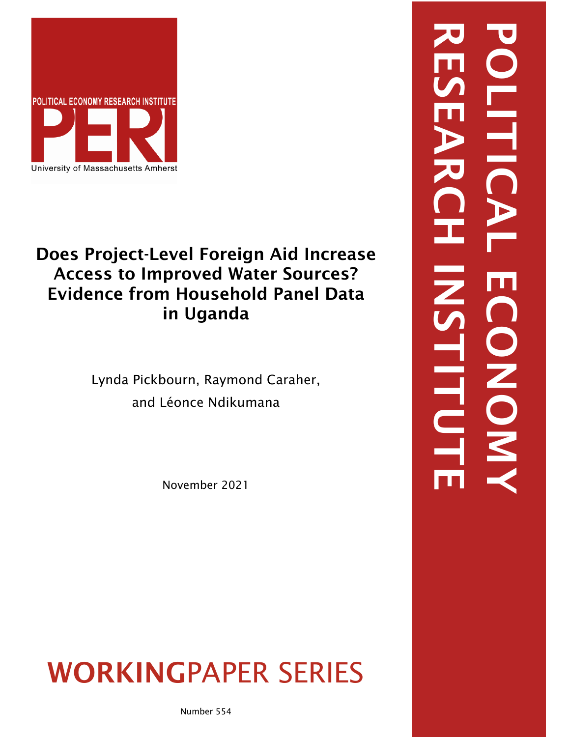POLITICAL ECONOMY RESEARCH INSTITUTE

PERI

University of Massachusetts Amherst

# Does Project-Level Foreign Aid Increase Access to Improved Water Sources? Evidence from Household Panel Data in Uganda

Lynda Pickbourn, Raymond Caraher, and Léonce Ndikumana

November 2021

WORKINGPAPER SERIES

Number 554

POLITICAL ECONOMY RESEARCH INSTITUTE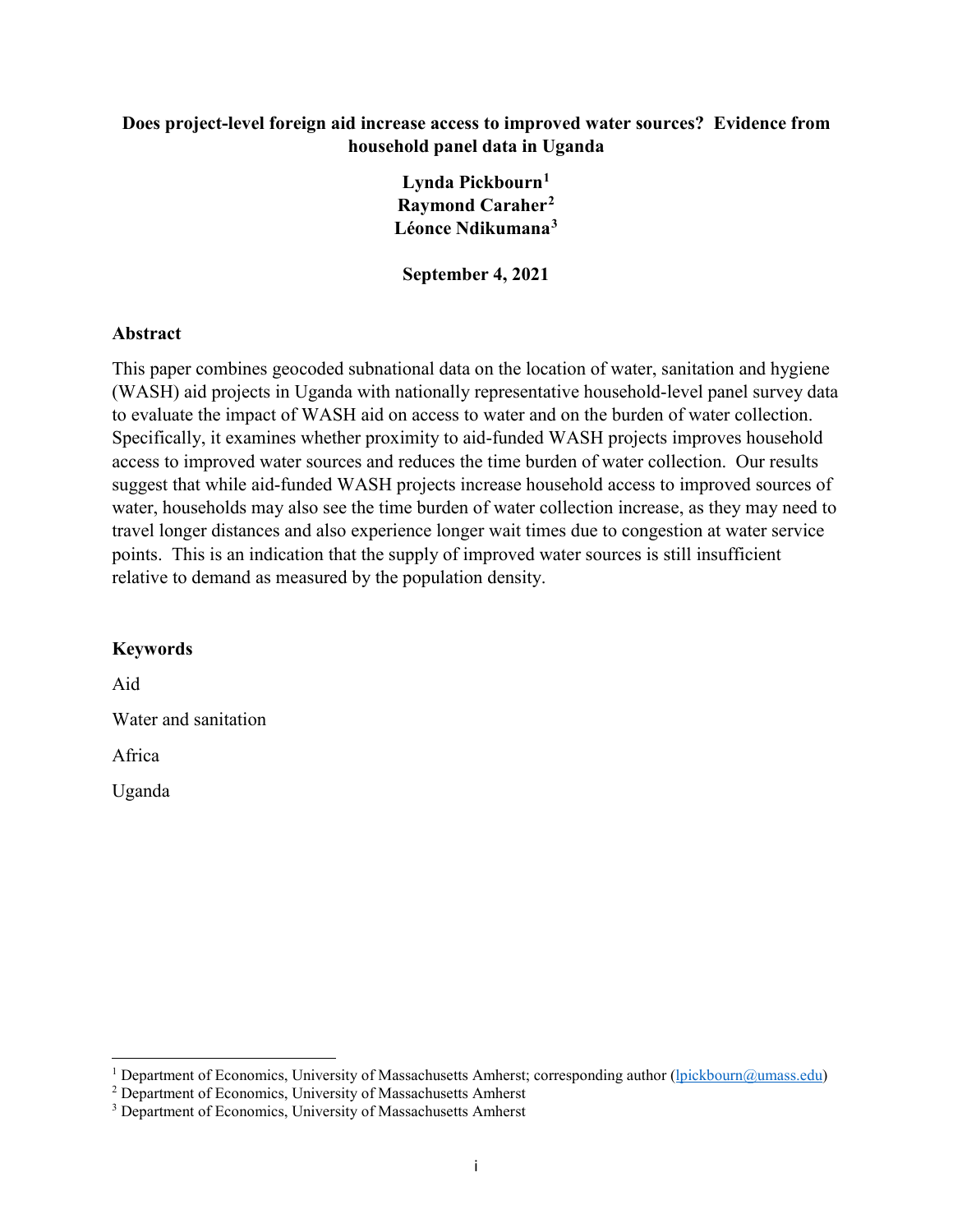**Does project-level foreign aid increase access to improved water sources? Evidence from household panel data in Uganda**

**Lynda Pickbourn**[1]
**Raymond Caraher**[2]
**Léonce Ndikumana**[3]

**September 4, 2021**

## Abstract

This paper combines geocoded subnational data on the location of water, sanitation and hygiene (WASH) aid projects in Uganda with nationally representative household-level panel survey data to evaluate the impact of WASH aid on access to water and on the burden of water collection. Specifically, it examines whether proximity to aid-funded WASH projects improves household access to improved water sources and reduces the time burden of water collection. Our results suggest that while aid-funded WASH projects increase household access to improved sources of water, households may also see the time burden of water collection increase, as they may need to travel longer distances and also experience longer wait times due to congestion at water service points. This is an indication that the supply of improved water sources is still insufficient relative to demand as measured by the population density.

## Keywords

Aid

Water and sanitation

Africa

Uganda

---

[1] Department of Economics, University of Massachusetts Amherst; corresponding author (lpickbourn@umass.edu)

[2] Department of Economics, University of Massachusetts Amherst

[3] Department of Economics, University of Massachusetts Amherst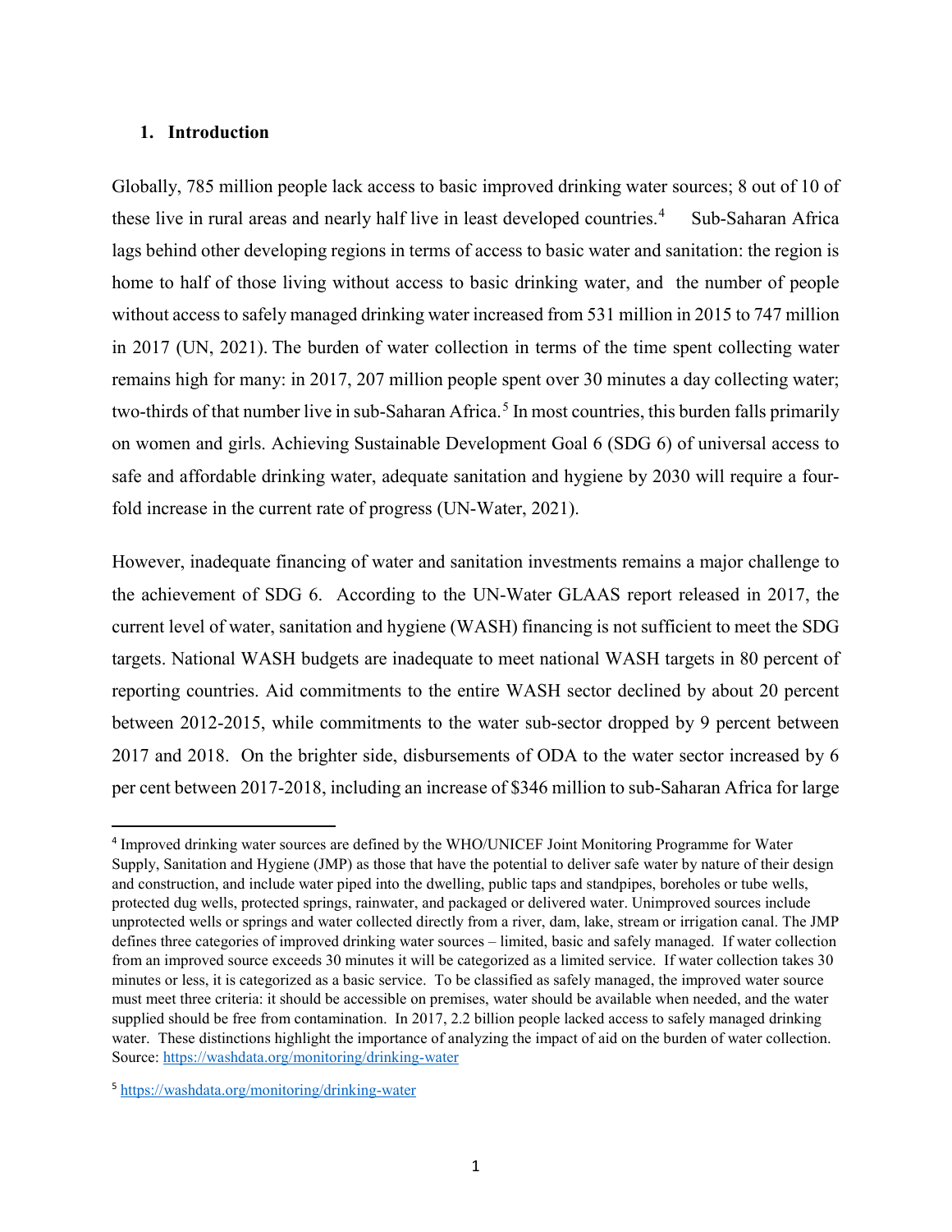## 1. Introduction

Globally, 785 million people lack access to basic improved drinking water sources; 8 out of 10 of these live in rural areas and nearly half live in least developed countries.[4] Sub-Saharan Africa lags behind other developing regions in terms of access to basic water and sanitation: the region is home to half of those living without access to basic drinking water, and the number of people without access to safely managed drinking water increased from 531 million in 2015 to 747 million in 2017 (UN, 2021). The burden of water collection in terms of the time spent collecting water remains high for many: in 2017, 207 million people spent over 30 minutes a day collecting water; two-thirds of that number live in sub-Saharan Africa.[5] In most countries, this burden falls primarily on women and girls. Achieving Sustainable Development Goal 6 (SDG 6) of universal access to safe and affordable drinking water, adequate sanitation and hygiene by 2030 will require a four-fold increase in the current rate of progress (UN-Water, 2021).

However, inadequate financing of water and sanitation investments remains a major challenge to the achievement of SDG 6. According to the UN-Water GLAAS report released in 2017, the current level of water, sanitation and hygiene (WASH) financing is not sufficient to meet the SDG targets. National WASH budgets are inadequate to meet national WASH targets in 80 percent of reporting countries. Aid commitments to the entire WASH sector declined by about 20 percent between 2012-2015, while commitments to the water sub-sector dropped by 9 percent between 2017 and 2018. On the brighter side, disbursements of ODA to the water sector increased by 6 per cent between 2017-2018, including an increase of $346 million to sub-Saharan Africa for large

---

[4] Improved drinking water sources are defined by the WHO/UNICEF Joint Monitoring Programme for Water Supply, Sanitation and Hygiene (JMP) as those that have the potential to deliver safe water by nature of their design and construction, and include water piped into the dwelling, public taps and standpipes, boreholes or tube wells, protected dug wells, protected springs, rainwater, and packaged or delivered water. Unimproved sources include unprotected wells or springs and water collected directly from a river, dam, lake, stream or irrigation canal. The JMP defines three categories of improved drinking water sources – limited, basic and safely managed. If water collection from an improved source exceeds 30 minutes it will be categorized as a limited service. If water collection takes 30 minutes or less, it is categorized as a basic service. To be classified as safely managed, the improved water source must meet three criteria: it should be accessible on premises, water should be available when needed, and the water supplied should be free from contamination. In 2017, 2.2 billion people lacked access to safely managed drinking water. These distinctions highlight the importance of analyzing the impact of aid on the burden of water collection. Source: https://washdata.org/monitoring/drinking-water

[5] https://washdata.org/monitoring/drinking-water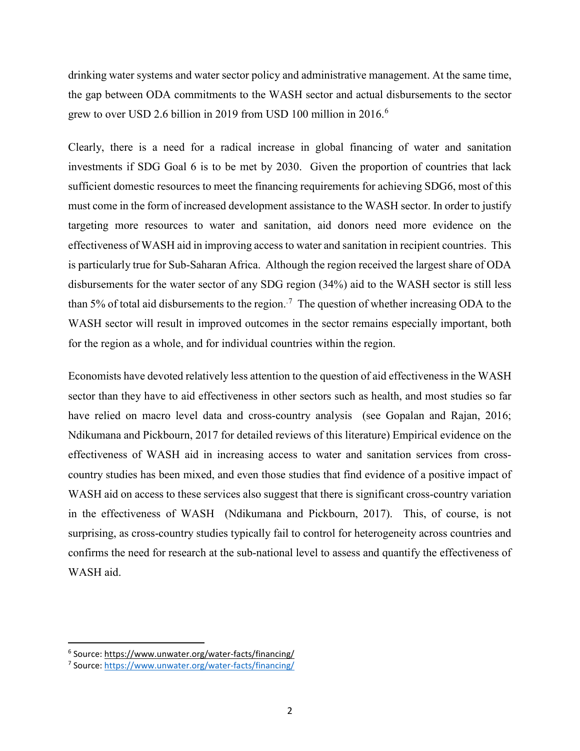drinking water systems and water sector policy and administrative management. At the same time, the gap between ODA commitments to the WASH sector and actual disbursements to the sector grew to over USD 2.6 billion in 2019 from USD 100 million in 2016.[6]

Clearly, there is a need for a radical increase in global financing of water and sanitation investments if SDG Goal 6 is to be met by 2030. Given the proportion of countries that lack sufficient domestic resources to meet the financing requirements for achieving SDG6, most of this must come in the form of increased development assistance to the WASH sector. In order to justify targeting more resources to water and sanitation, aid donors need more evidence on the effectiveness of WASH aid in improving access to water and sanitation in recipient countries. This is particularly true for Sub-Saharan Africa. Although the region received the largest share of ODA disbursements for the water sector of any SDG region (34%) aid to the WASH sector is still less than 5% of total aid disbursements to the region.[7] The question of whether increasing ODA to the WASH sector will result in improved outcomes in the sector remains especially important, both for the region as a whole, and for individual countries within the region.

Economists have devoted relatively less attention to the question of aid effectiveness in the WASH sector than they have to aid effectiveness in other sectors such as health, and most studies so far have relied on macro level data and cross-country analysis (see Gopalan and Rajan, 2016; Ndikumana and Pickbourn, 2017 for detailed reviews of this literature) Empirical evidence on the effectiveness of WASH aid in increasing access to water and sanitation services from cross-country studies has been mixed, and even those studies that find evidence of a positive impact of WASH aid on access to these services also suggest that there is significant cross-country variation in the effectiveness of WASH (Ndikumana and Pickbourn, 2017). This, of course, is not surprising, as cross-country studies typically fail to control for heterogeneity across countries and confirms the need for research at the sub-national level to assess and quantify the effectiveness of WASH aid.

---

[6] Source: https://www.unwater.org/water-facts/financing/

[7] Source: https://www.unwater.org/water-facts/financing/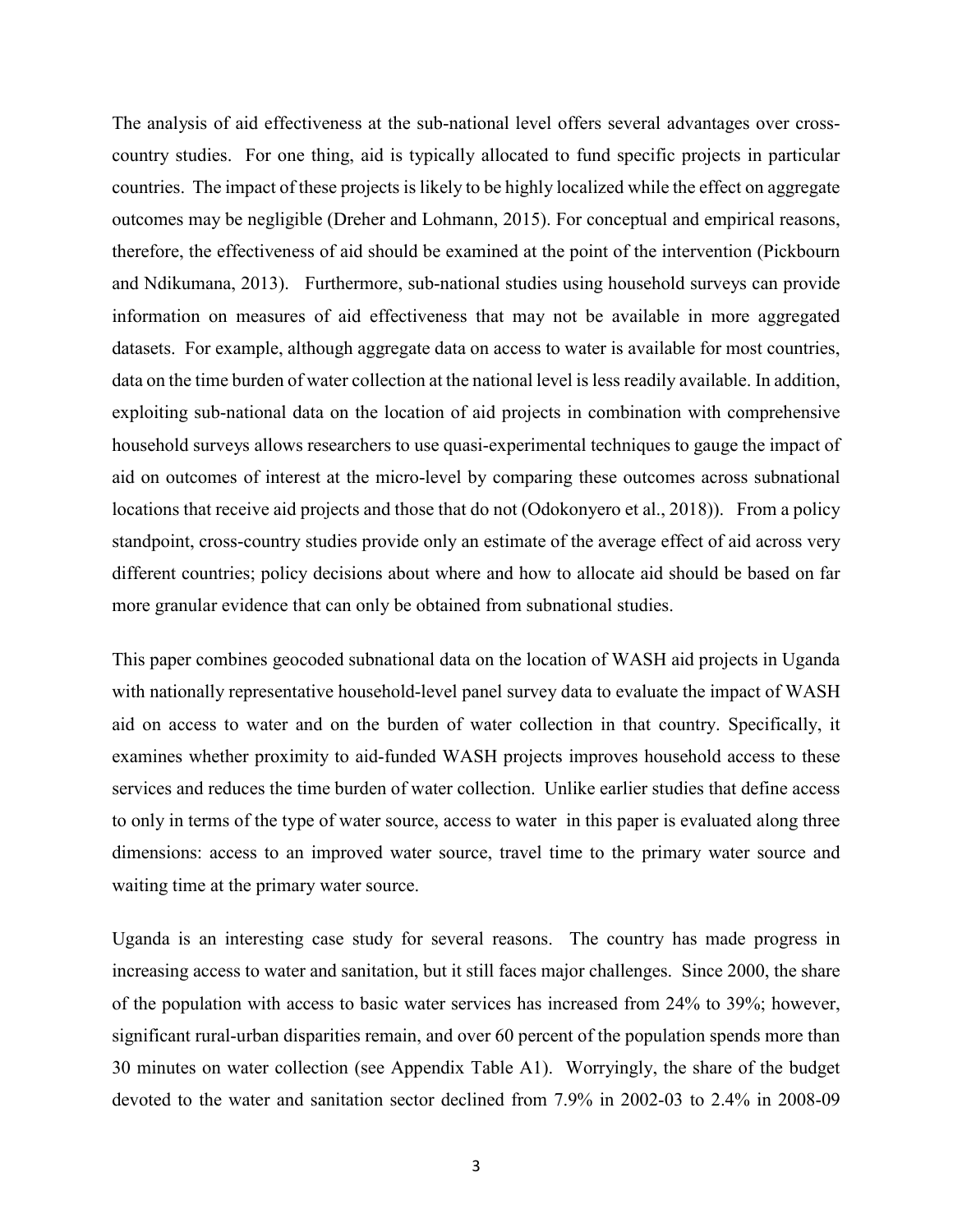The analysis of aid effectiveness at the sub-national level offers several advantages over cross-country studies. For one thing, aid is typically allocated to fund specific projects in particular countries. The impact of these projects is likely to be highly localized while the effect on aggregate outcomes may be negligible (Dreher and Lohmann, 2015). For conceptual and empirical reasons, therefore, the effectiveness of aid should be examined at the point of the intervention (Pickbourn and Ndikumana, 2013). Furthermore, sub-national studies using household surveys can provide information on measures of aid effectiveness that may not be available in more aggregated datasets. For example, although aggregate data on access to water is available for most countries, data on the time burden of water collection at the national level is less readily available. In addition, exploiting sub-national data on the location of aid projects in combination with comprehensive household surveys allows researchers to use quasi-experimental techniques to gauge the impact of aid on outcomes of interest at the micro-level by comparing these outcomes across subnational locations that receive aid projects and those that do not (Odokonyero et al., 2018)). From a policy standpoint, cross-country studies provide only an estimate of the average effect of aid across very different countries; policy decisions about where and how to allocate aid should be based on far more granular evidence that can only be obtained from subnational studies.

This paper combines geocoded subnational data on the location of WASH aid projects in Uganda with nationally representative household-level panel survey data to evaluate the impact of WASH aid on access to water and on the burden of water collection in that country. Specifically, it examines whether proximity to aid-funded WASH projects improves household access to these services and reduces the time burden of water collection. Unlike earlier studies that define access to only in terms of the type of water source, access to water in this paper is evaluated along three dimensions: access to an improved water source, travel time to the primary water source and waiting time at the primary water source.

Uganda is an interesting case study for several reasons. The country has made progress in increasing access to water and sanitation, but it still faces major challenges. Since 2000, the share of the population with access to basic water services has increased from 24% to 39%; however, significant rural-urban disparities remain, and over 60 percent of the population spends more than 30 minutes on water collection (see Appendix Table A1). Worryingly, the share of the budget devoted to the water and sanitation sector declined from 7.9% in 2002-03 to 2.4% in 2008-09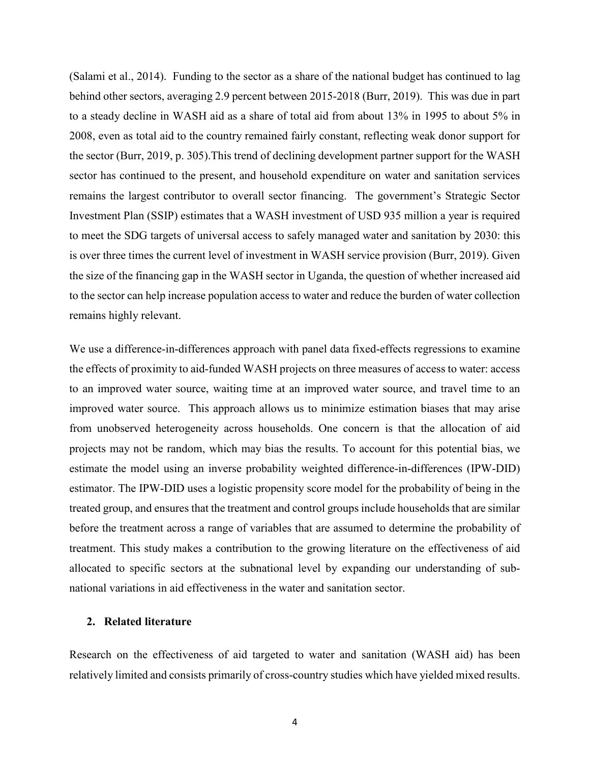(Salami et al., 2014). Funding to the sector as a share of the national budget has continued to lag behind other sectors, averaging 2.9 percent between 2015-2018 (Burr, 2019). This was due in part to a steady decline in WASH aid as a share of total aid from about 13% in 1995 to about 5% in 2008, even as total aid to the country remained fairly constant, reflecting weak donor support for the sector (Burr, 2019, p. 305).This trend of declining development partner support for the WASH sector has continued to the present, and household expenditure on water and sanitation services remains the largest contributor to overall sector financing. The government's Strategic Sector Investment Plan (SSIP) estimates that a WASH investment of USD 935 million a year is required to meet the SDG targets of universal access to safely managed water and sanitation by 2030: this is over three times the current level of investment in WASH service provision (Burr, 2019). Given the size of the financing gap in the WASH sector in Uganda, the question of whether increased aid to the sector can help increase population access to water and reduce the burden of water collection remains highly relevant.

We use a difference-in-differences approach with panel data fixed-effects regressions to examine the effects of proximity to aid-funded WASH projects on three measures of access to water: access to an improved water source, waiting time at an improved water source, and travel time to an improved water source. This approach allows us to minimize estimation biases that may arise from unobserved heterogeneity across households. One concern is that the allocation of aid projects may not be random, which may bias the results. To account for this potential bias, we estimate the model using an inverse probability weighted difference-in-differences (IPW-DID) estimator. The IPW-DID uses a logistic propensity score model for the probability of being in the treated group, and ensures that the treatment and control groups include households that are similar before the treatment across a range of variables that are assumed to determine the probability of treatment. This study makes a contribution to the growing literature on the effectiveness of aid allocated to specific sectors at the subnational level by expanding our understanding of sub-national variations in aid effectiveness in the water and sanitation sector.

## 2. Related literature

Research on the effectiveness of aid targeted to water and sanitation (WASH aid) has been relatively limited and consists primarily of cross-country studies which have yielded mixed results.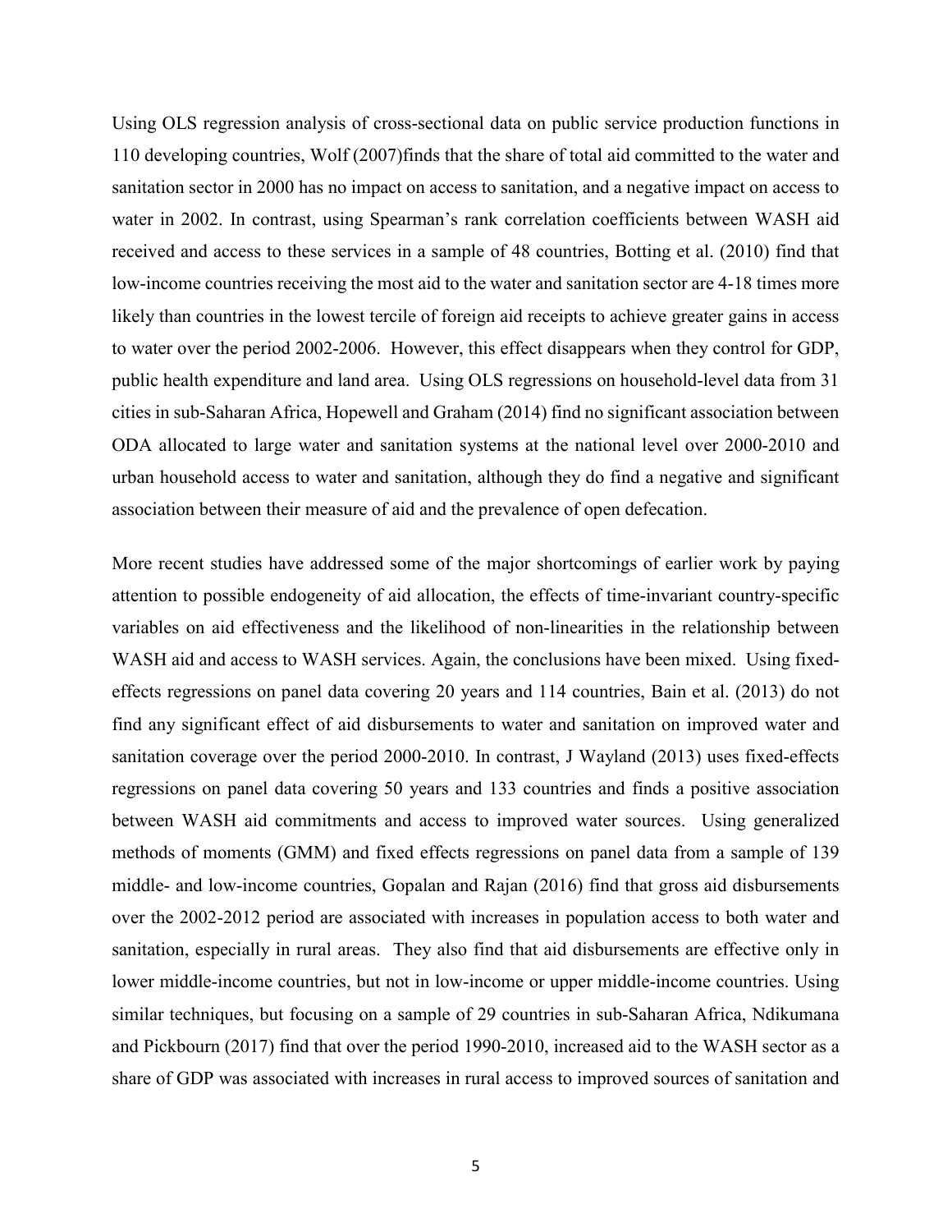Using OLS regression analysis of cross-sectional data on public service production functions in 110 developing countries, Wolf (2007)finds that the share of total aid committed to the water and sanitation sector in 2000 has no impact on access to sanitation, and a negative impact on access to water in 2002. In contrast, using Spearman's rank correlation coefficients between WASH aid received and access to these services in a sample of 48 countries, Botting et al. (2010) find that low-income countries receiving the most aid to the water and sanitation sector are 4-18 times more likely than countries in the lowest tercile of foreign aid receipts to achieve greater gains in access to water over the period 2002-2006. However, this effect disappears when they control for GDP, public health expenditure and land area. Using OLS regressions on household-level data from 31 cities in sub-Saharan Africa, Hopewell and Graham (2014) find no significant association between ODA allocated to large water and sanitation systems at the national level over 2000-2010 and urban household access to water and sanitation, although they do find a negative and significant association between their measure of aid and the prevalence of open defecation.

More recent studies have addressed some of the major shortcomings of earlier work by paying attention to possible endogeneity of aid allocation, the effects of time-invariant country-specific variables on aid effectiveness and the likelihood of non-linearities in the relationship between WASH aid and access to WASH services. Again, the conclusions have been mixed. Using fixed-effects regressions on panel data covering 20 years and 114 countries, Bain et al. (2013) do not find any significant effect of aid disbursements to water and sanitation on improved water and sanitation coverage over the period 2000-2010. In contrast, J Wayland (2013) uses fixed-effects regressions on panel data covering 50 years and 133 countries and finds a positive association between WASH aid commitments and access to improved water sources. Using generalized methods of moments (GMM) and fixed effects regressions on panel data from a sample of 139 middle- and low-income countries, Gopalan and Rajan (2016) find that gross aid disbursements over the 2002-2012 period are associated with increases in population access to both water and sanitation, especially in rural areas. They also find that aid disbursements are effective only in lower middle-income countries, but not in low-income or upper middle-income countries. Using similar techniques, but focusing on a sample of 29 countries in sub-Saharan Africa, Ndikumana and Pickbourn (2017) find that over the period 1990-2010, increased aid to the WASH sector as a share of GDP was associated with increases in rural access to improved sources of sanitation and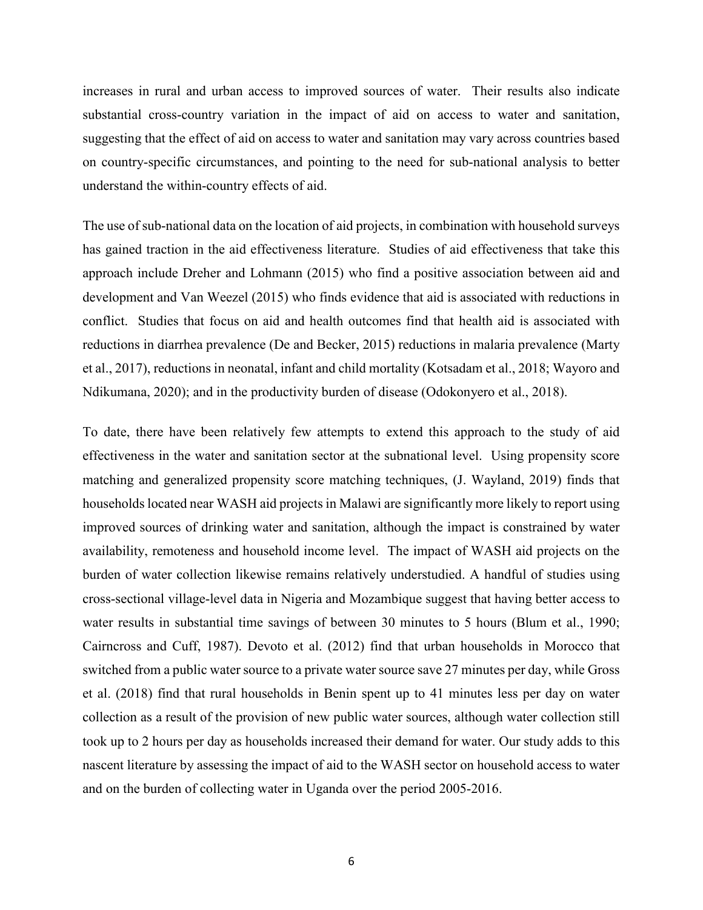increases in rural and urban access to improved sources of water. Their results also indicate substantial cross-country variation in the impact of aid on access to water and sanitation, suggesting that the effect of aid on access to water and sanitation may vary across countries based on country-specific circumstances, and pointing to the need for sub-national analysis to better understand the within-country effects of aid.

The use of sub-national data on the location of aid projects, in combination with household surveys has gained traction in the aid effectiveness literature. Studies of aid effectiveness that take this approach include Dreher and Lohmann (2015) who find a positive association between aid and development and Van Weezel (2015) who finds evidence that aid is associated with reductions in conflict. Studies that focus on aid and health outcomes find that health aid is associated with reductions in diarrhea prevalence (De and Becker, 2015) reductions in malaria prevalence (Marty et al., 2017), reductions in neonatal, infant and child mortality (Kotsadam et al., 2018; Wayoro and Ndikumana, 2020); and in the productivity burden of disease (Odokonyero et al., 2018).

To date, there have been relatively few attempts to extend this approach to the study of aid effectiveness in the water and sanitation sector at the subnational level. Using propensity score matching and generalized propensity score matching techniques, (J. Wayland, 2019) finds that households located near WASH aid projects in Malawi are significantly more likely to report using improved sources of drinking water and sanitation, although the impact is constrained by water availability, remoteness and household income level. The impact of WASH aid projects on the burden of water collection likewise remains relatively understudied. A handful of studies using cross-sectional village-level data in Nigeria and Mozambique suggest that having better access to water results in substantial time savings of between 30 minutes to 5 hours (Blum et al., 1990; Cairncross and Cuff, 1987). Devoto et al. (2012) find that urban households in Morocco that switched from a public water source to a private water source save 27 minutes per day, while Gross et al. (2018) find that rural households in Benin spent up to 41 minutes less per day on water collection as a result of the provision of new public water sources, although water collection still took up to 2 hours per day as households increased their demand for water. Our study adds to this nascent literature by assessing the impact of aid to the WASH sector on household access to water and on the burden of collecting water in Uganda over the period 2005-2016.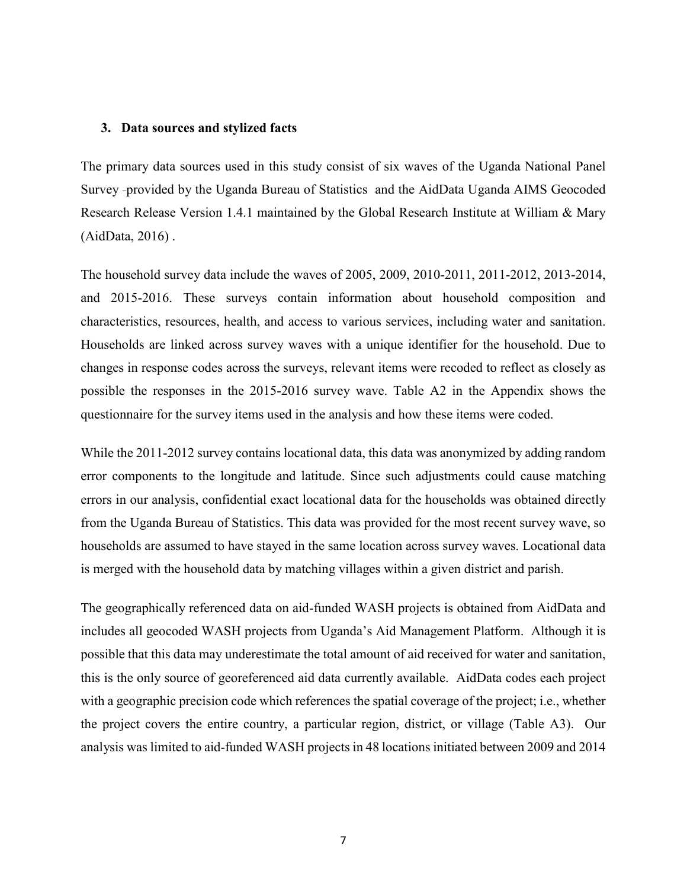### 3. Data sources and stylized facts

The primary data sources used in this study consist of six waves of the Uganda National Panel Survey -provided by the Uganda Bureau of Statistics and the AidData Uganda AIMS Geocoded Research Release Version 1.4.1 maintained by the Global Research Institute at William & Mary (AidData, 2016) .

The household survey data include the waves of 2005, 2009, 2010-2011, 2011-2012, 2013-2014, and 2015-2016. These surveys contain information about household composition and characteristics, resources, health, and access to various services, including water and sanitation. Households are linked across survey waves with a unique identifier for the household. Due to changes in response codes across the surveys, relevant items were recoded to reflect as closely as possible the responses in the 2015-2016 survey wave. Table A2 in the Appendix shows the questionnaire for the survey items used in the analysis and how these items were coded.

While the 2011-2012 survey contains locational data, this data was anonymized by adding random error components to the longitude and latitude. Since such adjustments could cause matching errors in our analysis, confidential exact locational data for the households was obtained directly from the Uganda Bureau of Statistics. This data was provided for the most recent survey wave, so households are assumed to have stayed in the same location across survey waves. Locational data is merged with the household data by matching villages within a given district and parish.

The geographically referenced data on aid-funded WASH projects is obtained from AidData and includes all geocoded WASH projects from Uganda's Aid Management Platform. Although it is possible that this data may underestimate the total amount of aid received for water and sanitation, this is the only source of georeferenced aid data currently available. AidData codes each project with a geographic precision code which references the spatial coverage of the project; i.e., whether the project covers the entire country, a particular region, district, or village (Table A3). Our analysis was limited to aid-funded WASH projects in 48 locations initiated between 2009 and 2014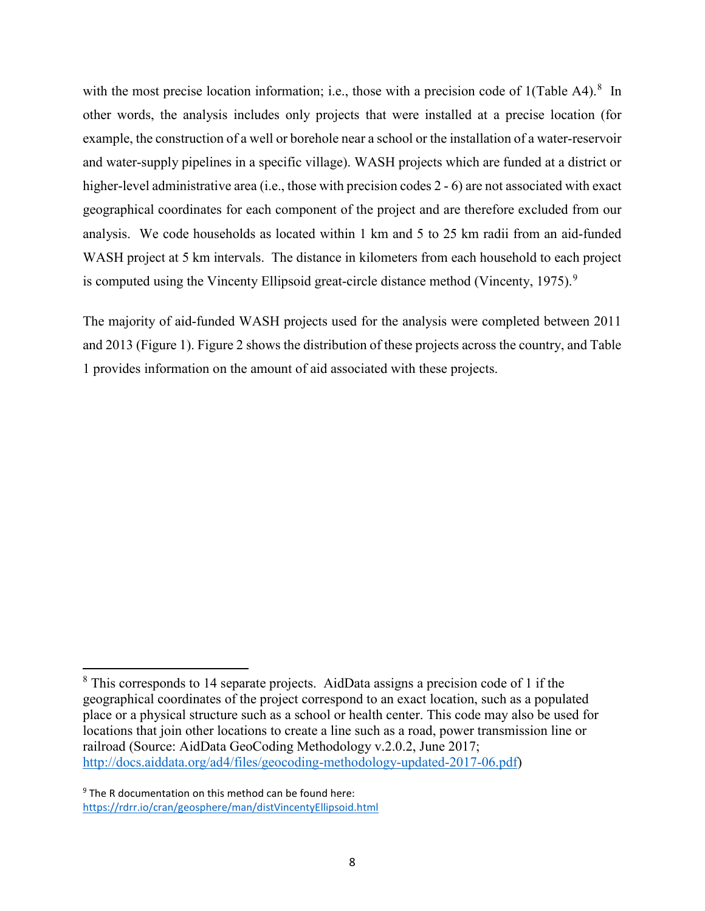with the most precise location information; i.e., those with a precision code of 1(Table A4).[8] In other words, the analysis includes only projects that were installed at a precise location (for example, the construction of a well or borehole near a school or the installation of a water-reservoir and water-supply pipelines in a specific village). WASH projects which are funded at a district or higher-level administrative area (i.e., those with precision codes 2 - 6) are not associated with exact geographical coordinates for each component of the project and are therefore excluded from our analysis. We code households as located within 1 km and 5 to 25 km radii from an aid-funded WASH project at 5 km intervals. The distance in kilometers from each household to each project is computed using the Vincenty Ellipsoid great-circle distance method (Vincenty, 1975).[9]

The majority of aid-funded WASH projects used for the analysis were completed between 2011 and 2013 (Figure 1). Figure 2 shows the distribution of these projects across the country, and Table 1 provides information on the amount of aid associated with these projects.

[8] This corresponds to 14 separate projects. AidData assigns a precision code of 1 if the geographical coordinates of the project correspond to an exact location, such as a populated place or a physical structure such as a school or health center. This code may also be used for locations that join other locations to create a line such as a road, power transmission line or railroad (Source: AidData GeoCoding Methodology v.2.0.2, June 2017; http://docs.aiddata.org/ad4/files/geocoding-methodology-updated-2017-06.pdf)

[9] The R documentation on this method can be found here: https://rdrr.io/cran/geosphere/man/distVincentyEllipsoid.html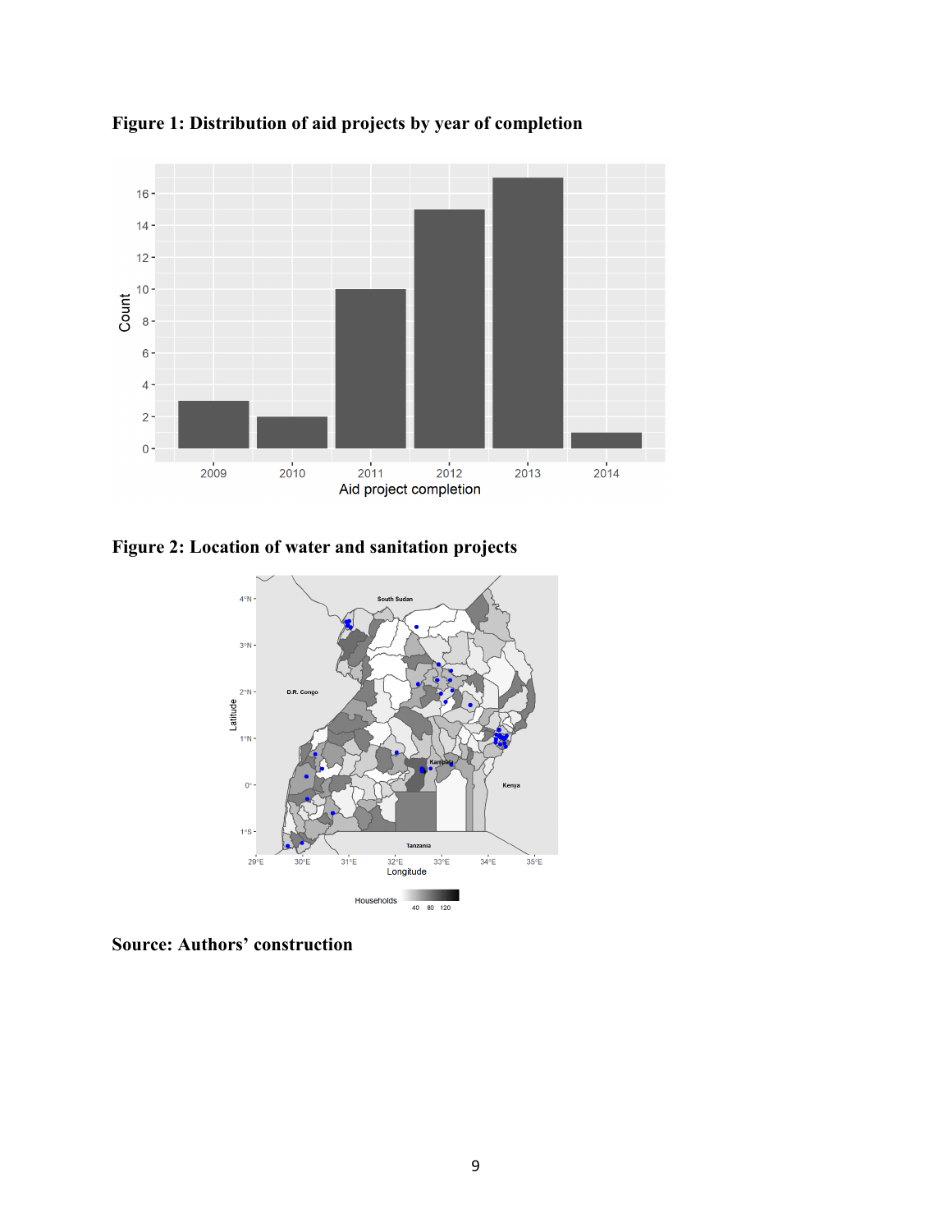**Figure 1: Distribution of aid projects by year of completion**

**Figure 2: Location of water and sanitation projects**

**Source: Authors' construction**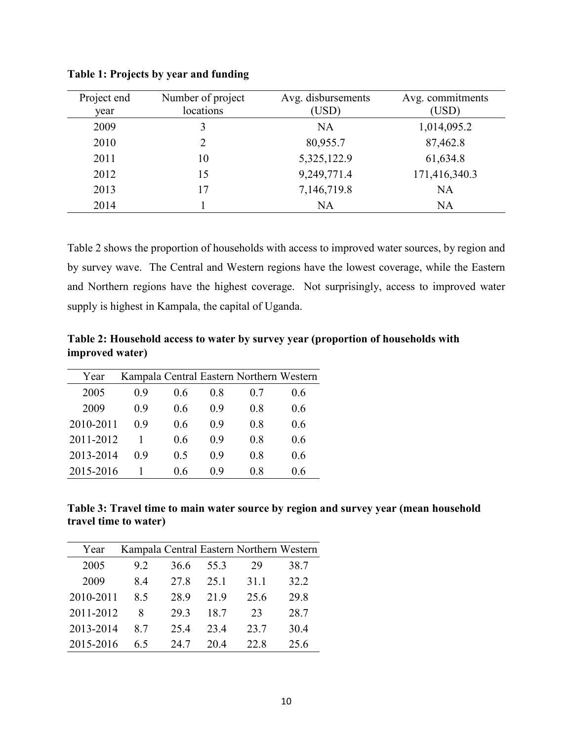**Table 1: Projects by year and funding**

| Project end year | Number of project locations | Avg. disbursements (USD) | Avg. commitments (USD) |
|---|---|---|---|
| 2009 | 3 | NA | 1,014,095.2 |
| 2010 | 2 | 80,955.7 | 87,462.8 |
| 2011 | 10 | 5,325,122.9 | 61,634.8 |
| 2012 | 15 | 9,249,771.4 | 171,416,340.3 |
| 2013 | 17 | 7,146,719.8 | NA |
| 2014 | 1 | NA | NA |

Table 2 shows the proportion of households with access to improved water sources, by region and by survey wave. The Central and Western regions have the lowest coverage, while the Eastern and Northern regions have the highest coverage. Not surprisingly, access to improved water supply is highest in Kampala, the capital of Uganda.

**Table 2: Household access to water by survey year (proportion of households with improved water)**

| Year | Kampala | Central | Eastern | Northern | Western |
|---|---|---|---|---|---|
| 2005 | 0.9 | 0.6 | 0.8 | 0.7 | 0.6 |
| 2009 | 0.9 | 0.6 | 0.9 | 0.8 | 0.6 |
| 2010-2011 | 0.9 | 0.6 | 0.9 | 0.8 | 0.6 |
| 2011-2012 | 1 | 0.6 | 0.9 | 0.8 | 0.6 |
| 2013-2014 | 0.9 | 0.5 | 0.9 | 0.8 | 0.6 |
| 2015-2016 | 1 | 0.6 | 0.9 | 0.8 | 0.6 |

**Table 3: Travel time to main water source by region and survey year (mean household travel time to water)**

| Year | Kampala | Central | Eastern | Northern | Western |
|---|---|---|---|---|---|
| 2005 | 9.2 | 36.6 | 55.3 | 29 | 38.7 |
| 2009 | 8.4 | 27.8 | 25.1 | 31.1 | 32.2 |
| 2010-2011 | 8.5 | 28.9 | 21.9 | 25.6 | 29.8 |
| 2011-2012 | 8 | 29.3 | 18.7 | 23 | 28.7 |
| 2013-2014 | 8.7 | 25.4 | 23.4 | 23.7 | 30.4 |
| 2015-2016 | 6.5 | 24.7 | 20.4 | 22.8 | 25.6 |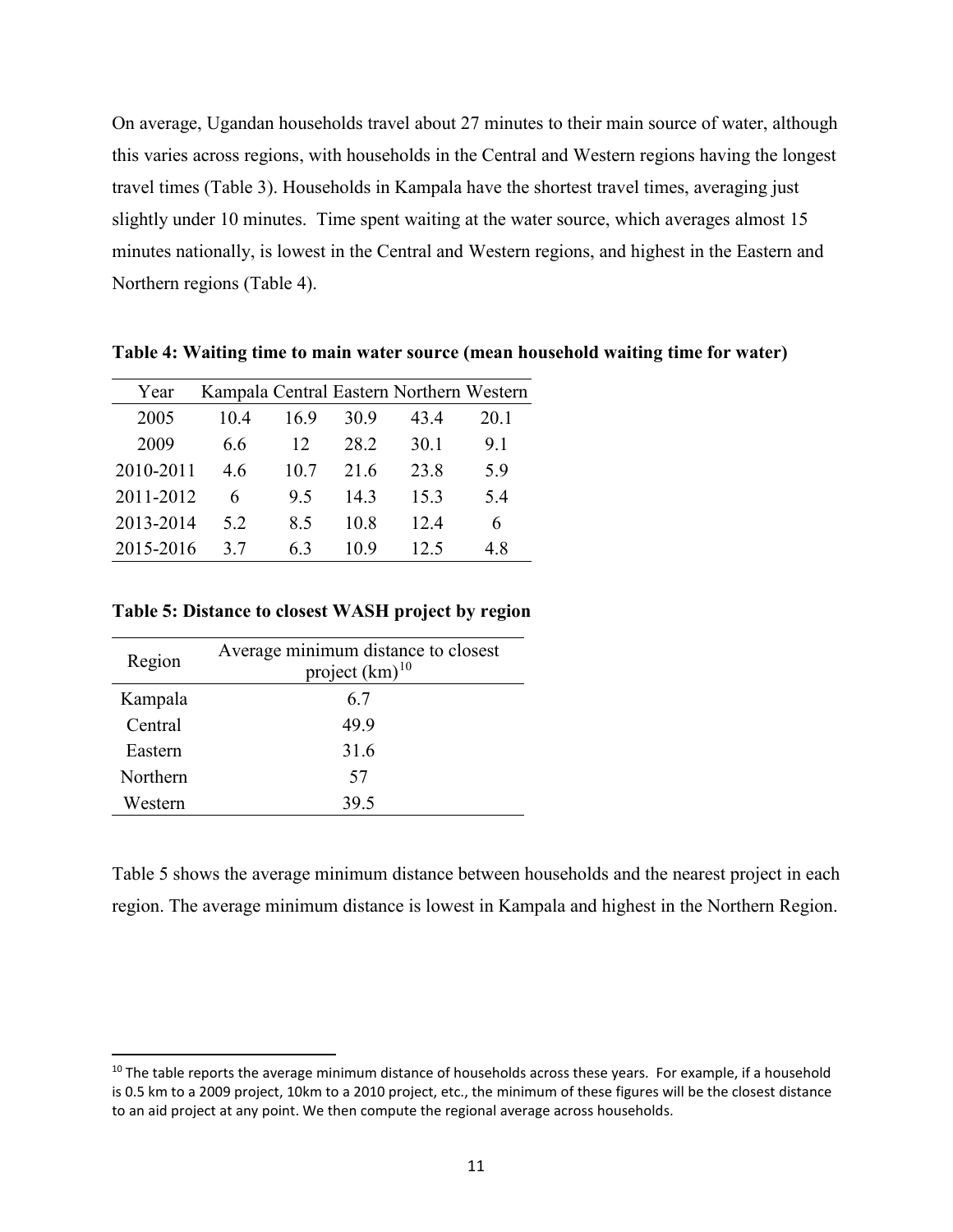On average, Ugandan households travel about 27 minutes to their main source of water, although this varies across regions, with households in the Central and Western regions having the longest travel times (Table 3). Households in Kampala have the shortest travel times, averaging just slightly under 10 minutes. Time spent waiting at the water source, which averages almost 15 minutes nationally, is lowest in the Central and Western regions, and highest in the Eastern and Northern regions (Table 4).

**Table 4: Waiting time to main water source (mean household waiting time for water)**

| Year | Kampala | Central | Eastern | Northern | Western |
|---|---|---|---|---|---|
| 2005 | 10.4 | 16.9 | 30.9 | 43.4 | 20.1 |
| 2009 | 6.6 | 12 | 28.2 | 30.1 | 9.1 |
| 2010-2011 | 4.6 | 10.7 | 21.6 | 23.8 | 5.9 |
| 2011-2012 | 6 | 9.5 | 14.3 | 15.3 | 5.4 |
| 2013-2014 | 5.2 | 8.5 | 10.8 | 12.4 | 6 |
| 2015-2016 | 3.7 | 6.3 | 10.9 | 12.5 | 4.8 |

**Table 5: Distance to closest WASH project by region**

| Region | Average minimum distance to closest project (km)[10] |
|---|---|
| Kampala | 6.7 |
| Central | 49.9 |
| Eastern | 31.6 |
| Northern | 57 |
| Western | 39.5 |

Table 5 shows the average minimum distance between households and the nearest project in each region. The average minimum distance is lowest in Kampala and highest in the Northern Region.

[10] The table reports the average minimum distance of households across these years. For example, if a household is 0.5 km to a 2009 project, 10km to a 2010 project, etc., the minimum of these figures will be the closest distance to an aid project at any point. We then compute the regional average across households.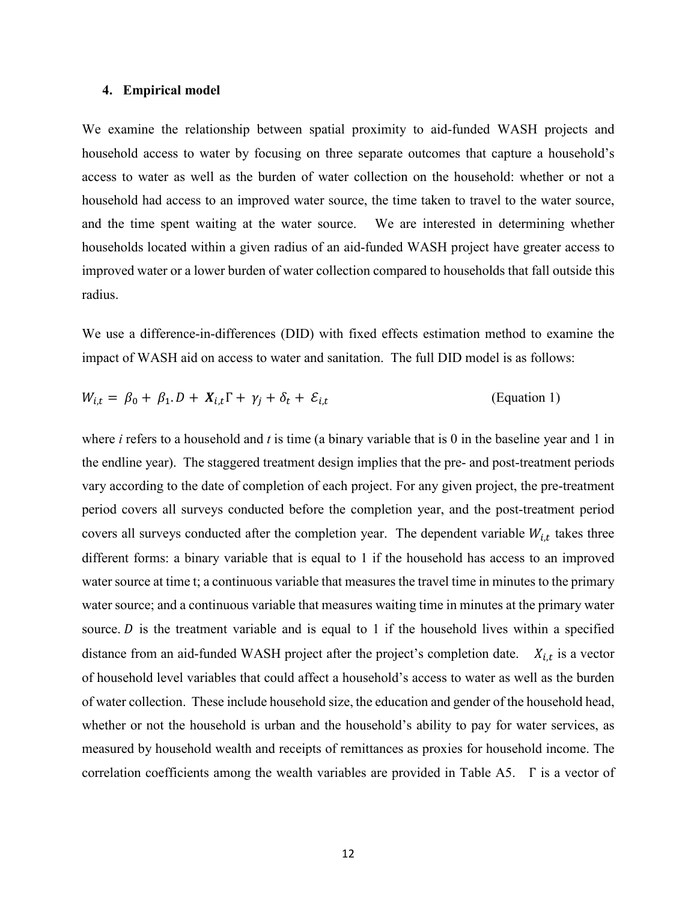## 4. Empirical model

We examine the relationship between spatial proximity to aid-funded WASH projects and household access to water by focusing on three separate outcomes that capture a household's access to water as well as the burden of water collection on the household: whether or not a household had access to an improved water source, the time taken to travel to the water source, and the time spent waiting at the water source. We are interested in determining whether households located within a given radius of an aid-funded WASH project have greater access to improved water or a lower burden of water collection compared to households that fall outside this radius.

We use a difference-in-differences (DID) with fixed effects estimation method to examine the impact of WASH aid on access to water and sanitation. The full DID model is as follows:

$$W_{i,t} = \beta_0 + \beta_1 . D + \boldsymbol{X}_{i,t}\Gamma + \gamma_j + \delta_t + \mathcal{E}_{i,t} \qquad \text{(Equation 1)}$$

where *i* refers to a household and *t* is time (a binary variable that is 0 in the baseline year and 1 in the endline year). The staggered treatment design implies that the pre- and post-treatment periods vary according to the date of completion of each project. For any given project, the pre-treatment period covers all surveys conducted before the completion year, and the post-treatment period covers all surveys conducted after the completion year. The dependent variable $W_{i,t}$ takes three different forms: a binary variable that is equal to 1 if the household has access to an improved water source at time t; a continuous variable that measures the travel time in minutes to the primary water source; and a continuous variable that measures waiting time in minutes at the primary water source. $D$ is the treatment variable and is equal to 1 if the household lives within a specified distance from an aid-funded WASH project after the project's completion date. $X_{i,t}$ is a vector of household level variables that could affect a household's access to water as well as the burden of water collection. These include household size, the education and gender of the household head, whether or not the household is urban and the household's ability to pay for water services, as measured by household wealth and receipts of remittances as proxies for household income. The correlation coefficients among the wealth variables are provided in Table A5. $\Gamma$ is a vector of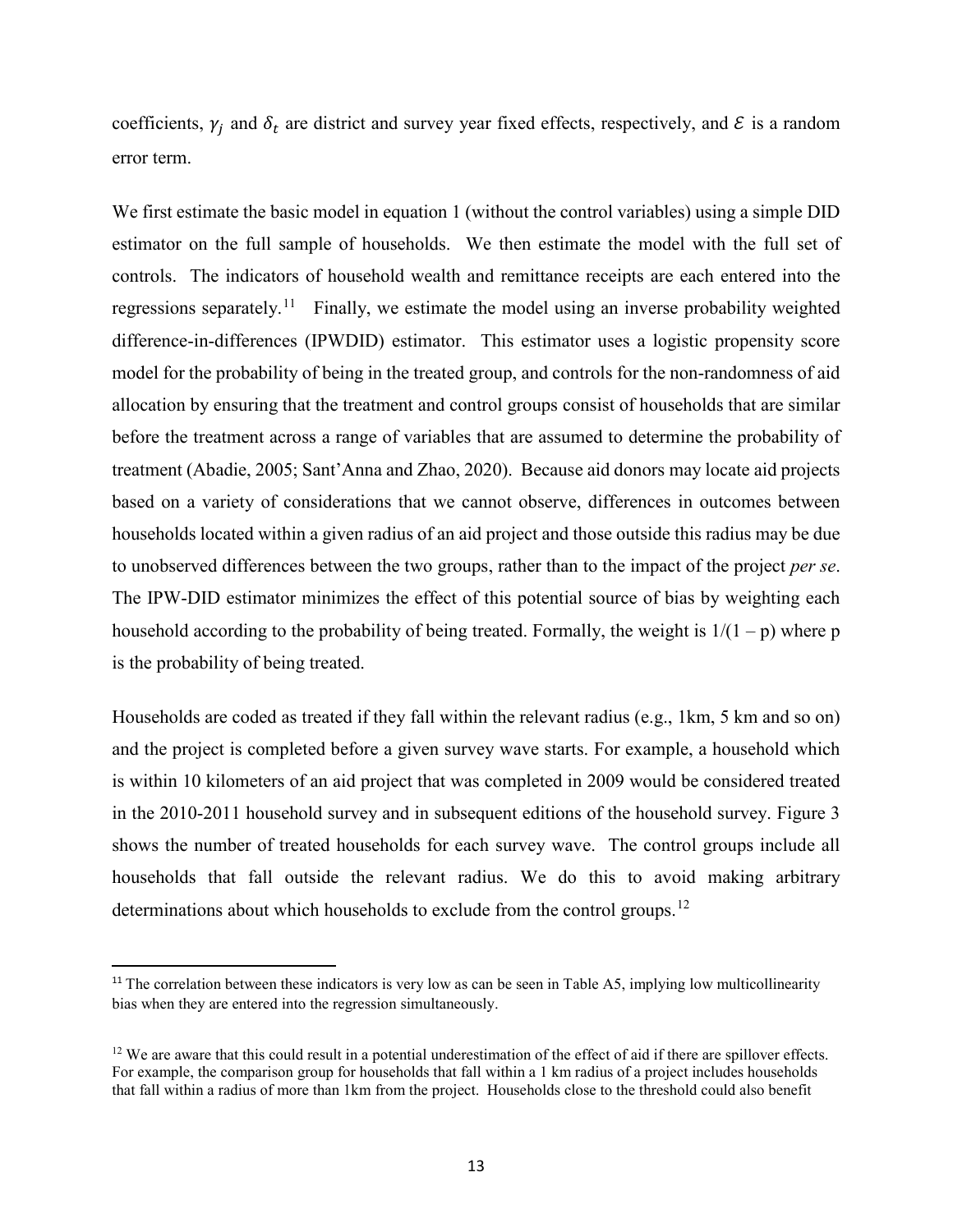coefficients, $\gamma_j$ and $\delta_t$ are district and survey year fixed effects, respectively, and $\mathcal{E}$ is a random error term.

We first estimate the basic model in equation 1 (without the control variables) using a simple DID estimator on the full sample of households. We then estimate the model with the full set of controls. The indicators of household wealth and remittance receipts are each entered into the regressions separately.[11] Finally, we estimate the model using an inverse probability weighted difference-in-differences (IPWDID) estimator. This estimator uses a logistic propensity score model for the probability of being in the treated group, and controls for the non-randomness of aid allocation by ensuring that the treatment and control groups consist of households that are similar before the treatment across a range of variables that are assumed to determine the probability of treatment (Abadie, 2005; Sant'Anna and Zhao, 2020). Because aid donors may locate aid projects based on a variety of considerations that we cannot observe, differences in outcomes between households located within a given radius of an aid project and those outside this radius may be due to unobserved differences between the two groups, rather than to the impact of the project *per se*. The IPW-DID estimator minimizes the effect of this potential source of bias by weighting each household according to the probability of being treated. Formally, the weight is $1/(1 - p)$ where p is the probability of being treated.

Households are coded as treated if they fall within the relevant radius (e.g., 1km, 5 km and so on) and the project is completed before a given survey wave starts. For example, a household which is within 10 kilometers of an aid project that was completed in 2009 would be considered treated in the 2010-2011 household survey and in subsequent editions of the household survey. Figure 3 shows the number of treated households for each survey wave. The control groups include all households that fall outside the relevant radius. We do this to avoid making arbitrary determinations about which households to exclude from the control groups.[12]

[11] The correlation between these indicators is very low as can be seen in Table A5, implying low multicollinearity bias when they are entered into the regression simultaneously.

[12] We are aware that this could result in a potential underestimation of the effect of aid if there are spillover effects. For example, the comparison group for households that fall within a 1 km radius of a project includes households that fall within a radius of more than 1km from the project. Households close to the threshold could also benefit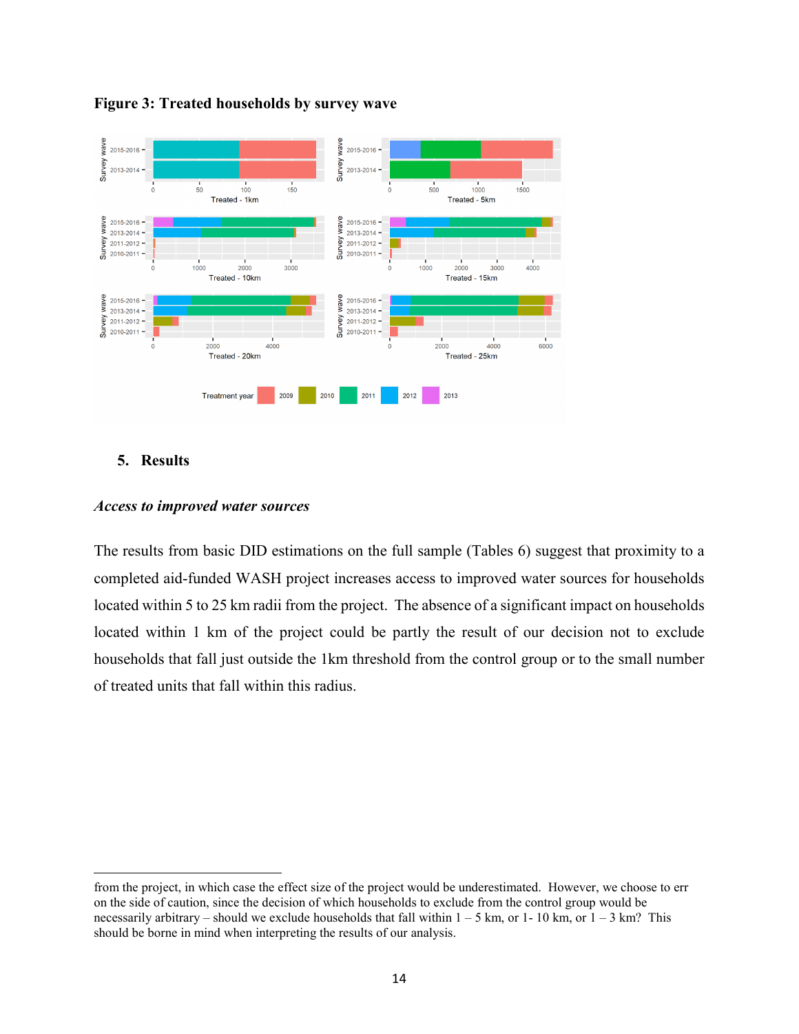**Figure 3: Treated households by survey wave**

## 5. Results

### *Access to improved water sources*

The results from basic DID estimations on the full sample (Tables 6) suggest that proximity to a completed aid-funded WASH project increases access to improved water sources for households located within 5 to 25 km radii from the project. The absence of a significant impact on households located within 1 km of the project could be partly the result of our decision not to exclude households that fall just outside the 1km threshold from the control group or to the small number of treated units that fall within this radius.

---

from the project, in which case the effect size of the project would be underestimated. However, we choose to err on the side of caution, since the decision of which households to exclude from the control group would be necessarily arbitrary – should we exclude households that fall within 1 – 5 km, or 1- 10 km, or 1 – 3 km? This should be borne in mind when interpreting the results of our analysis.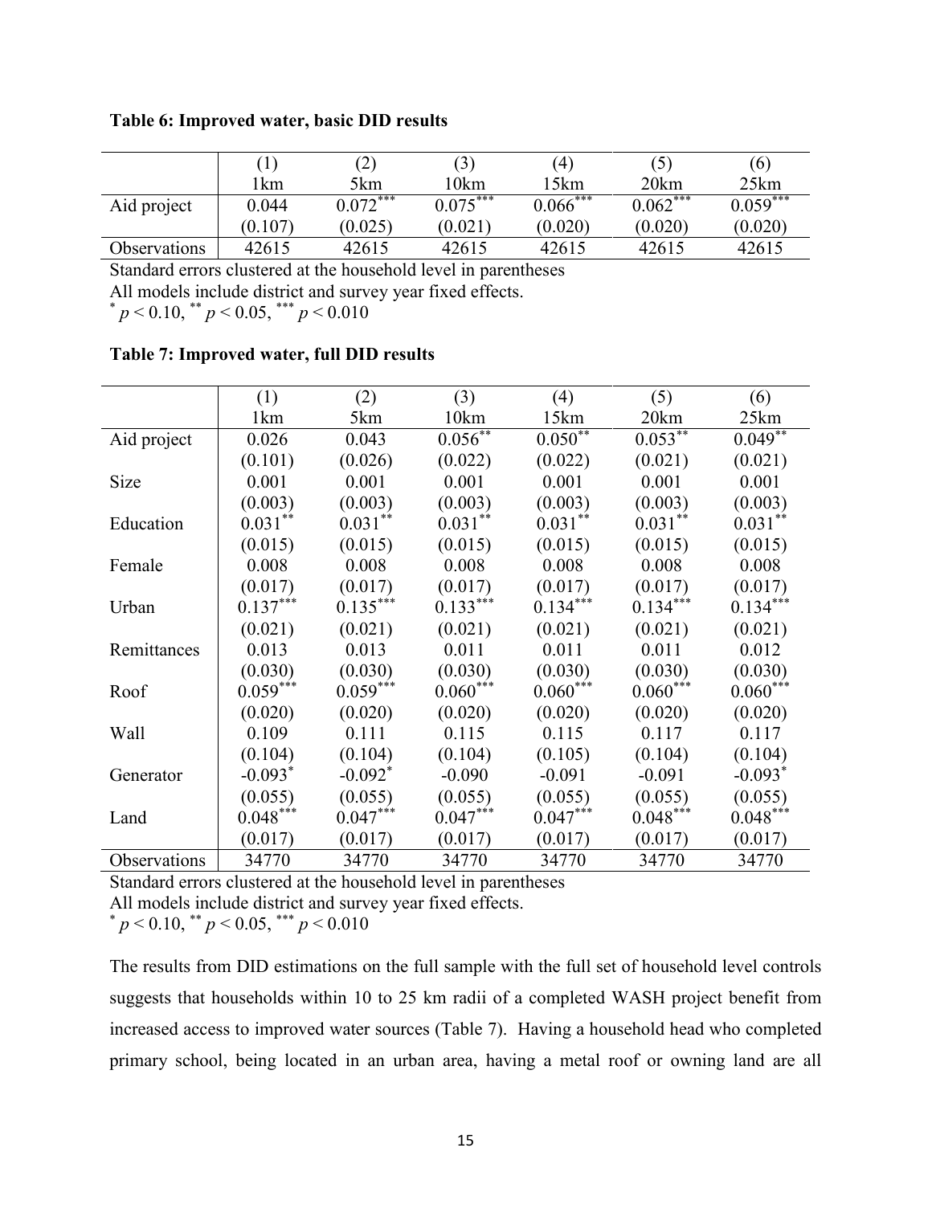**Table 6: Improved water, basic DID results**

| | (1) | (2) | (3) | (4) | (5) | (6) |
|---|---|---|---|---|---|---|
| | 1km | 5km | 10km | 15km | 20km | 25km |
| Aid project | 0.044 | $0.072^{***}$ | $0.075^{***}$ | $0.066^{***}$ | $0.062^{***}$ | $0.059^{***}$ |
| | (0.107) | (0.025) | (0.021) | (0.020) | (0.020) | (0.020) |
| Observations | 42615 | 42615 | 42615 | 42615 | 42615 | 42615 |

Standard errors clustered at the household level in parentheses

All models include district and survey year fixed effects.

$^{*}$ $p < 0.10$, $^{**}$ $p < 0.05$, $^{***}$ $p < 0.010$

**Table 7: Improved water, full DID results**

| | (1) | (2) | (3) | (4) | (5) | (6) |
|---|---|---|---|---|---|---|
| | 1km | 5km | 10km | 15km | 20km | 25km |
| Aid project | 0.026 | 0.043 | $0.056^{**}$ | $0.050^{**}$ | $0.053^{**}$ | $0.049^{**}$ |
| | (0.101) | (0.026) | (0.022) | (0.022) | (0.021) | (0.021) |
| Size | 0.001 | 0.001 | 0.001 | 0.001 | 0.001 | 0.001 |
| | (0.003) | (0.003) | (0.003) | (0.003) | (0.003) | (0.003) |
| Education | $0.031^{**}$ | $0.031^{**}$ | $0.031^{**}$ | $0.031^{**}$ | $0.031^{**}$ | $0.031^{**}$ |
| | (0.015) | (0.015) | (0.015) | (0.015) | (0.015) | (0.015) |
| Female | 0.008 | 0.008 | 0.008 | 0.008 | 0.008 | 0.008 |
| | (0.017) | (0.017) | (0.017) | (0.017) | (0.017) | (0.017) |
| Urban | $0.137^{***}$ | $0.135^{***}$ | $0.133^{***}$ | $0.134^{***}$ | $0.134^{***}$ | $0.134^{***}$ |
| | (0.021) | (0.021) | (0.021) | (0.021) | (0.021) | (0.021) |
| Remittances | 0.013 | 0.013 | 0.011 | 0.011 | 0.011 | 0.012 |
| | (0.030) | (0.030) | (0.030) | (0.030) | (0.030) | (0.030) |
| Roof | $0.059^{***}$ | $0.059^{***}$ | $0.060^{***}$ | $0.060^{***}$ | $0.060^{***}$ | $0.060^{***}$ |
| | (0.020) | (0.020) | (0.020) | (0.020) | (0.020) | (0.020) |
| Wall | 0.109 | 0.111 | 0.115 | 0.115 | 0.117 | 0.117 |
| | (0.104) | (0.104) | (0.104) | (0.105) | (0.104) | (0.104) |
| Generator | $-0.093^{*}$ | $-0.092^{*}$ | -0.090 | -0.091 | -0.091 | $-0.093^{*}$ |
| | (0.055) | (0.055) | (0.055) | (0.055) | (0.055) | (0.055) |
| Land | $0.048^{***}$ | $0.047^{***}$ | $0.047^{***}$ | $0.047^{***}$ | $0.048^{***}$ | $0.048^{***}$ |
| | (0.017) | (0.017) | (0.017) | (0.017) | (0.017) | (0.017) |
| Observations | 34770 | 34770 | 34770 | 34770 | 34770 | 34770 |

Standard errors clustered at the household level in parentheses

All models include district and survey year fixed effects.

$^{*}$ $p < 0.10$, $^{**}$ $p < 0.05$, $^{***}$ $p < 0.010$

The results from DID estimations on the full sample with the full set of household level controls suggests that households within 10 to 25 km radii of a completed WASH project benefit from increased access to improved water sources (Table 7). Having a household head who completed primary school, being located in an urban area, having a metal roof or owning land are all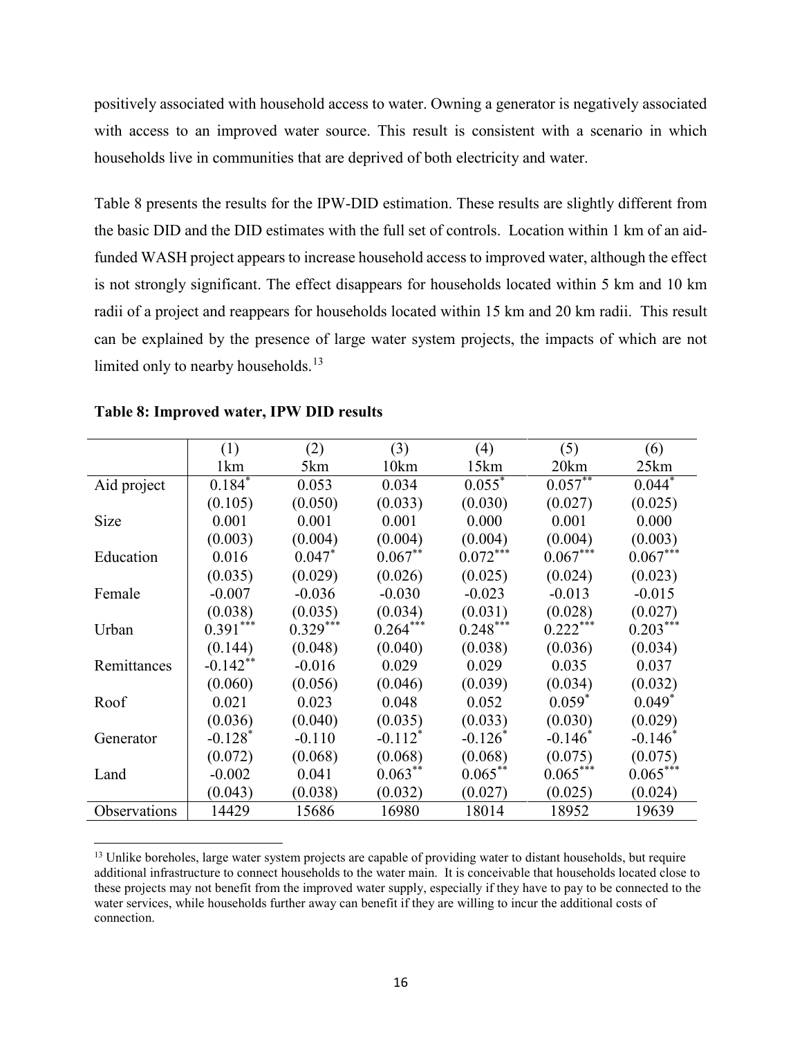positively associated with household access to water. Owning a generator is negatively associated with access to an improved water source. This result is consistent with a scenario in which households live in communities that are deprived of both electricity and water.

Table 8 presents the results for the IPW-DID estimation. These results are slightly different from the basic DID and the DID estimates with the full set of controls. Location within 1 km of an aid-funded WASH project appears to increase household access to improved water, although the effect is not strongly significant. The effect disappears for households located within 5 km and 10 km radii of a project and reappears for households located within 15 km and 20 km radii. This result can be explained by the presence of large water system projects, the impacts of which are not limited only to nearby households.[13]

**Table 8: Improved water, IPW DID results**

| | (1)<br>1km | (2)<br>5km | (3)<br>10km | (4)<br>15km | (5)<br>20km | (6)<br>25km |
|---|---|---|---|---|---|---|
| Aid project | 0.184* | 0.053 | 0.034 | 0.055* | 0.057** | 0.044* |
| | (0.105) | (0.050) | (0.033) | (0.030) | (0.027) | (0.025) |
| Size | 0.001 | 0.001 | 0.001 | 0.000 | 0.001 | 0.000 |
| | (0.003) | (0.004) | (0.004) | (0.004) | (0.004) | (0.003) |
| Education | 0.016 | 0.047* | 0.067** | 0.072*** | 0.067*** | 0.067*** |
| | (0.035) | (0.029) | (0.026) | (0.025) | (0.024) | (0.023) |
| Female | -0.007 | -0.036 | -0.030 | -0.023 | -0.013 | -0.015 |
| | (0.038) | (0.035) | (0.034) | (0.031) | (0.028) | (0.027) |
| Urban | 0.391*** | 0.329*** | 0.264*** | 0.248*** | 0.222*** | 0.203*** |
| | (0.144) | (0.048) | (0.040) | (0.038) | (0.036) | (0.034) |
| Remittances | -0.142** | -0.016 | 0.029 | 0.029 | 0.035 | 0.037 |
| | (0.060) | (0.056) | (0.046) | (0.039) | (0.034) | (0.032) |
| Roof | 0.021 | 0.023 | 0.048 | 0.052 | 0.059* | 0.049* |
| | (0.036) | (0.040) | (0.035) | (0.033) | (0.030) | (0.029) |
| Generator | -0.128* | -0.110 | -0.112* | -0.126* | -0.146* | -0.146* |
| | (0.072) | (0.068) | (0.068) | (0.068) | (0.075) | (0.075) |
| Land | -0.002 | 0.041 | 0.063** | 0.065** | 0.065*** | 0.065*** |
| | (0.043) | (0.038) | (0.032) | (0.027) | (0.025) | (0.024) |
| Observations | 14429 | 15686 | 16980 | 18014 | 18952 | 19639 |

[13] Unlike boreholes, large water system projects are capable of providing water to distant households, but require additional infrastructure to connect households to the water main. It is conceivable that households located close to these projects may not benefit from the improved water supply, especially if they have to pay to be connected to the water services, while households further away can benefit if they are willing to incur the additional costs of connection.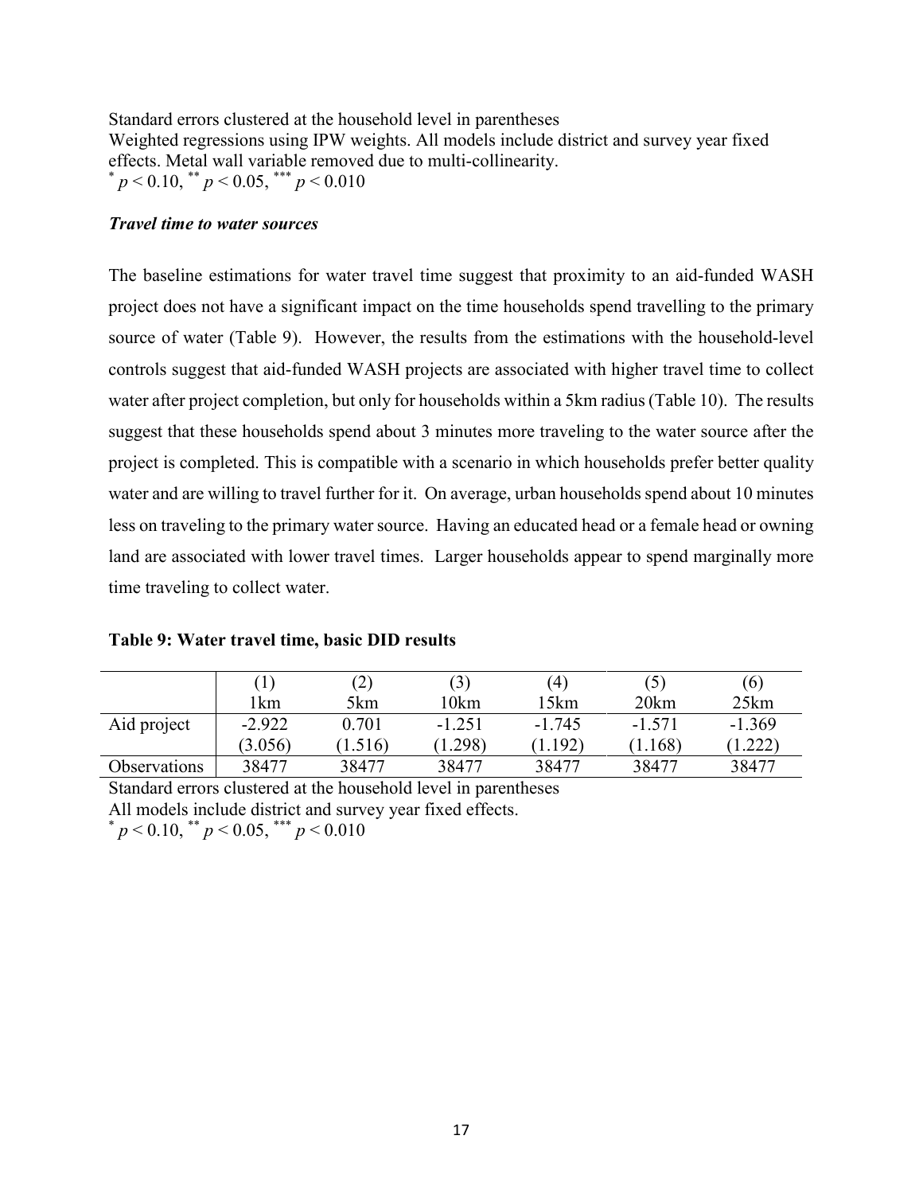Standard errors clustered at the household level in parentheses
Weighted regressions using IPW weights. All models include district and survey year fixed effects. Metal wall variable removed due to multi-collinearity.
$^{*}$ $p < 0.10$, $^{**}$ $p < 0.05$, $^{***}$ $p < 0.010$

### *Travel time to water sources*

The baseline estimations for water travel time suggest that proximity to an aid-funded WASH project does not have a significant impact on the time households spend travelling to the primary source of water (Table 9). However, the results from the estimations with the household-level controls suggest that aid-funded WASH projects are associated with higher travel time to collect water after project completion, but only for households within a 5km radius (Table 10). The results suggest that these households spend about 3 minutes more traveling to the water source after the project is completed. This is compatible with a scenario in which households prefer better quality water and are willing to travel further for it. On average, urban households spend about 10 minutes less on traveling to the primary water source. Having an educated head or a female head or owning land are associated with lower travel times. Larger households appear to spend marginally more time traveling to collect water.

**Table 9: Water travel time, basic DID results**

| | (1)<br>1km | (2)<br>5km | (3)<br>10km | (4)<br>15km | (5)<br>20km | (6)<br>25km |
|---|---|---|---|---|---|---|
| Aid project | -2.922 | 0.701 | -1.251 | -1.745 | -1.571 | -1.369 |
| | (3.056) | (1.516) | (1.298) | (1.192) | (1.168) | (1.222) |
| Observations | 38477 | 38477 | 38477 | 38477 | 38477 | 38477 |

Standard errors clustered at the household level in parentheses
All models include district and survey year fixed effects.
$^{*}$ $p < 0.10$, $^{**}$ $p < 0.05$, $^{***}$ $p < 0.010$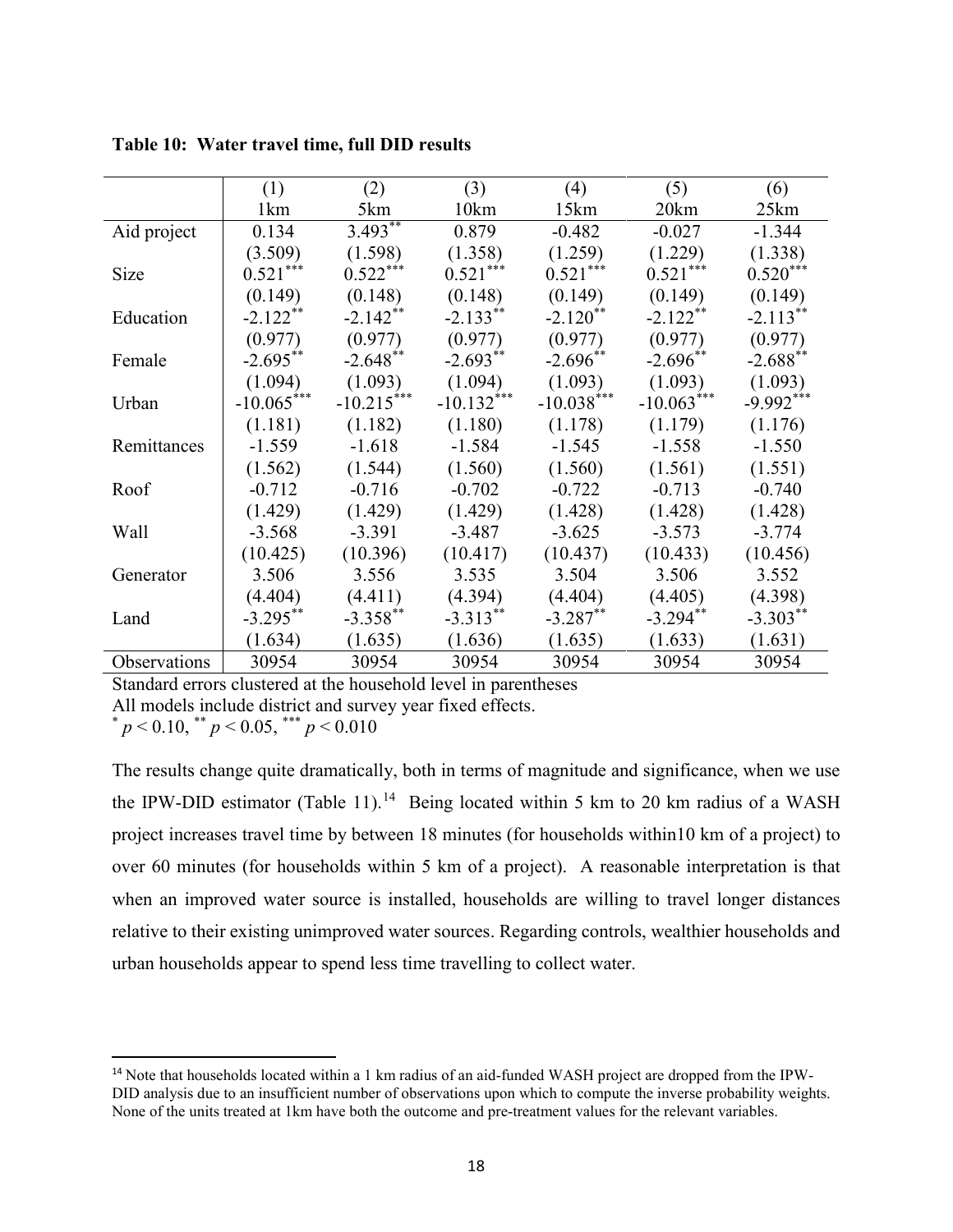**Table 10: Water travel time, full DID results**

| | (1) | (2) | (3) | (4) | (5) | (6) |
|---|---|---|---|---|---|---|
| | 1km | 5km | 10km | 15km | 20km | 25km |
| Aid project | 0.134 | 3.493$^{**}$ | 0.879 | -0.482 | -0.027 | -1.344 |
| | (3.509) | (1.598) | (1.358) | (1.259) | (1.229) | (1.338) |
| Size | 0.521$^{***}$ | 0.522$^{***}$ | 0.521$^{***}$ | 0.521$^{***}$ | 0.521$^{***}$ | 0.520$^{***}$ |
| | (0.149) | (0.148) | (0.148) | (0.149) | (0.149) | (0.149) |
| Education | -2.122$^{**}$ | -2.142$^{**}$ | -2.133$^{**}$ | -2.120$^{**}$ | -2.122$^{**}$ | -2.113$^{**}$ |
| | (0.977) | (0.977) | (0.977) | (0.977) | (0.977) | (0.977) |
| Female | -2.695$^{**}$ | -2.648$^{**}$ | -2.693$^{**}$ | -2.696$^{**}$ | -2.696$^{**}$ | -2.688$^{**}$ |
| | (1.094) | (1.093) | (1.094) | (1.093) | (1.093) | (1.093) |
| Urban | -10.065$^{***}$ | -10.215$^{***}$ | -10.132$^{***}$ | -10.038$^{***}$ | -10.063$^{***}$ | -9.992$^{***}$ |
| | (1.181) | (1.182) | (1.180) | (1.178) | (1.179) | (1.176) |
| Remittances | -1.559 | -1.618 | -1.584 | -1.545 | -1.558 | -1.550 |
| | (1.562) | (1.544) | (1.560) | (1.560) | (1.561) | (1.551) |
| Roof | -0.712 | -0.716 | -0.702 | -0.722 | -0.713 | -0.740 |
| | (1.429) | (1.429) | (1.429) | (1.428) | (1.428) | (1.428) |
| Wall | -3.568 | -3.391 | -3.487 | -3.625 | -3.573 | -3.774 |
| | (10.425) | (10.396) | (10.417) | (10.437) | (10.433) | (10.456) |
| Generator | 3.506 | 3.556 | 3.535 | 3.504 | 3.506 | 3.552 |
| | (4.404) | (4.411) | (4.394) | (4.404) | (4.405) | (4.398) |
| Land | -3.295$^{**}$ | -3.358$^{**}$ | -3.313$^{**}$ | -3.287$^{**}$ | -3.294$^{**}$ | -3.303$^{**}$ |
| | (1.634) | (1.635) | (1.636) | (1.635) | (1.633) | (1.631) |
| Observations | 30954 | 30954 | 30954 | 30954 | 30954 | 30954 |

Standard errors clustered at the household level in parentheses
All models include district and survey year fixed effects.
$^{*}$ $p < 0.10$, $^{**}$ $p < 0.05$, $^{***}$ $p < 0.010$

The results change quite dramatically, both in terms of magnitude and significance, when we use the IPW-DID estimator (Table 11).[14] Being located within 5 km to 20 km radius of a WASH project increases travel time by between 18 minutes (for households within10 km of a project) to over 60 minutes (for households within 5 km of a project). A reasonable interpretation is that when an improved water source is installed, households are willing to travel longer distances relative to their existing unimproved water sources. Regarding controls, wealthier households and urban households appear to spend less time travelling to collect water.

[14] Note that households located within a 1 km radius of an aid-funded WASH project are dropped from the IPW-DID analysis due to an insufficient number of observations upon which to compute the inverse probability weights. None of the units treated at 1km have both the outcome and pre-treatment values for the relevant variables.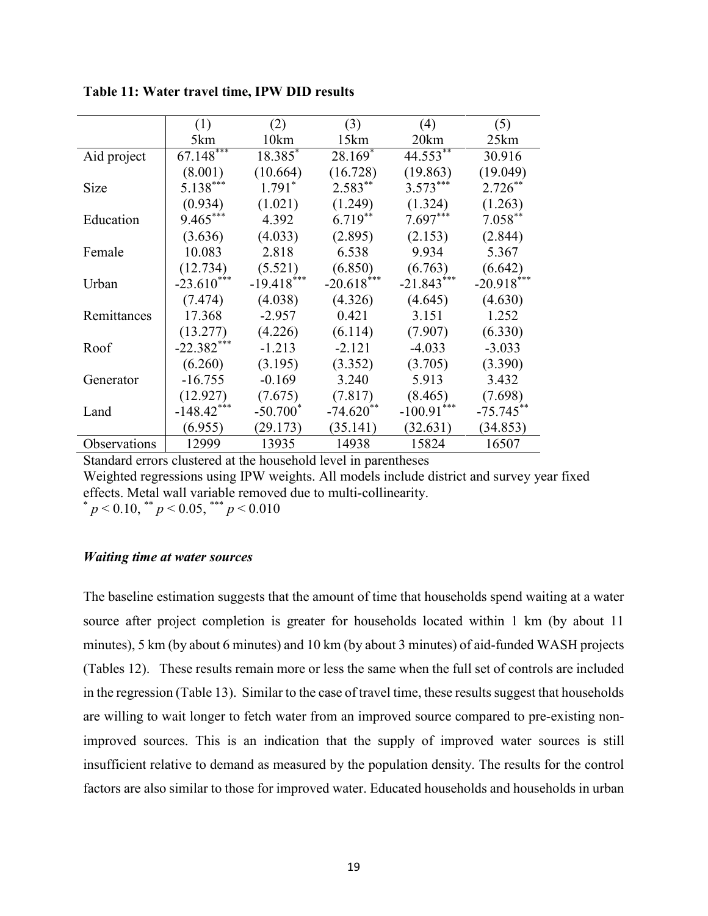**Table 11: Water travel time, IPW DID results**

| | (1) | (2) | (3) | (4) | (5) |
|---|---|---|---|---|---|
| | 5km | 10km | 15km | 20km | 25km |
| Aid project | 67.148*** | 18.385* | 28.169* | 44.553** | 30.916 |
| | (8.001) | (10.664) | (16.728) | (19.863) | (19.049) |
| Size | 5.138*** | 1.791* | 2.583** | 3.573*** | 2.726** |
| | (0.934) | (1.021) | (1.249) | (1.324) | (1.263) |
| Education | 9.465*** | 4.392 | 6.719** | 7.697*** | 7.058** |
| | (3.636) | (4.033) | (2.895) | (2.153) | (2.844) |
| Female | 10.083 | 2.818 | 6.538 | 9.934 | 5.367 |
| | (12.734) | (5.521) | (6.850) | (6.763) | (6.642) |
| Urban | -23.610*** | -19.418*** | -20.618*** | -21.843*** | -20.918*** |
| | (7.474) | (4.038) | (4.326) | (4.645) | (4.630) |
| Remittances | 17.368 | -2.957 | 0.421 | 3.151 | 1.252 |
| | (13.277) | (4.226) | (6.114) | (7.907) | (6.330) |
| Roof | -22.382*** | -1.213 | -2.121 | -4.033 | -3.033 |
| | (6.260) | (3.195) | (3.352) | (3.705) | (3.390) |
| Generator | -16.755 | -0.169 | 3.240 | 5.913 | 3.432 |
| | (12.927) | (7.675) | (7.817) | (8.465) | (7.698) |
| Land | -148.42*** | -50.700* | -74.620** | -100.91*** | -75.745** |
| | (6.955) | (29.173) | (35.141) | (32.631) | (34.853) |
| Observations | 12999 | 13935 | 14938 | 15824 | 16507 |

Standard errors clustered at the household level in parentheses
Weighted regressions using IPW weights. All models include district and survey year fixed effects. Metal wall variable removed due to multi-collinearity.
* $p < 0.10$, ** $p < 0.05$, *** $p < 0.010$

***Waiting time at water sources***

The baseline estimation suggests that the amount of time that households spend waiting at a water source after project completion is greater for households located within 1 km (by about 11 minutes), 5 km (by about 6 minutes) and 10 km (by about 3 minutes) of aid-funded WASH projects (Tables 12). These results remain more or less the same when the full set of controls are included in the regression (Table 13). Similar to the case of travel time, these results suggest that households are willing to wait longer to fetch water from an improved source compared to pre-existing non-improved sources. This is an indication that the supply of improved water sources is still insufficient relative to demand as measured by the population density. The results for the control factors are also similar to those for improved water. Educated households and households in urban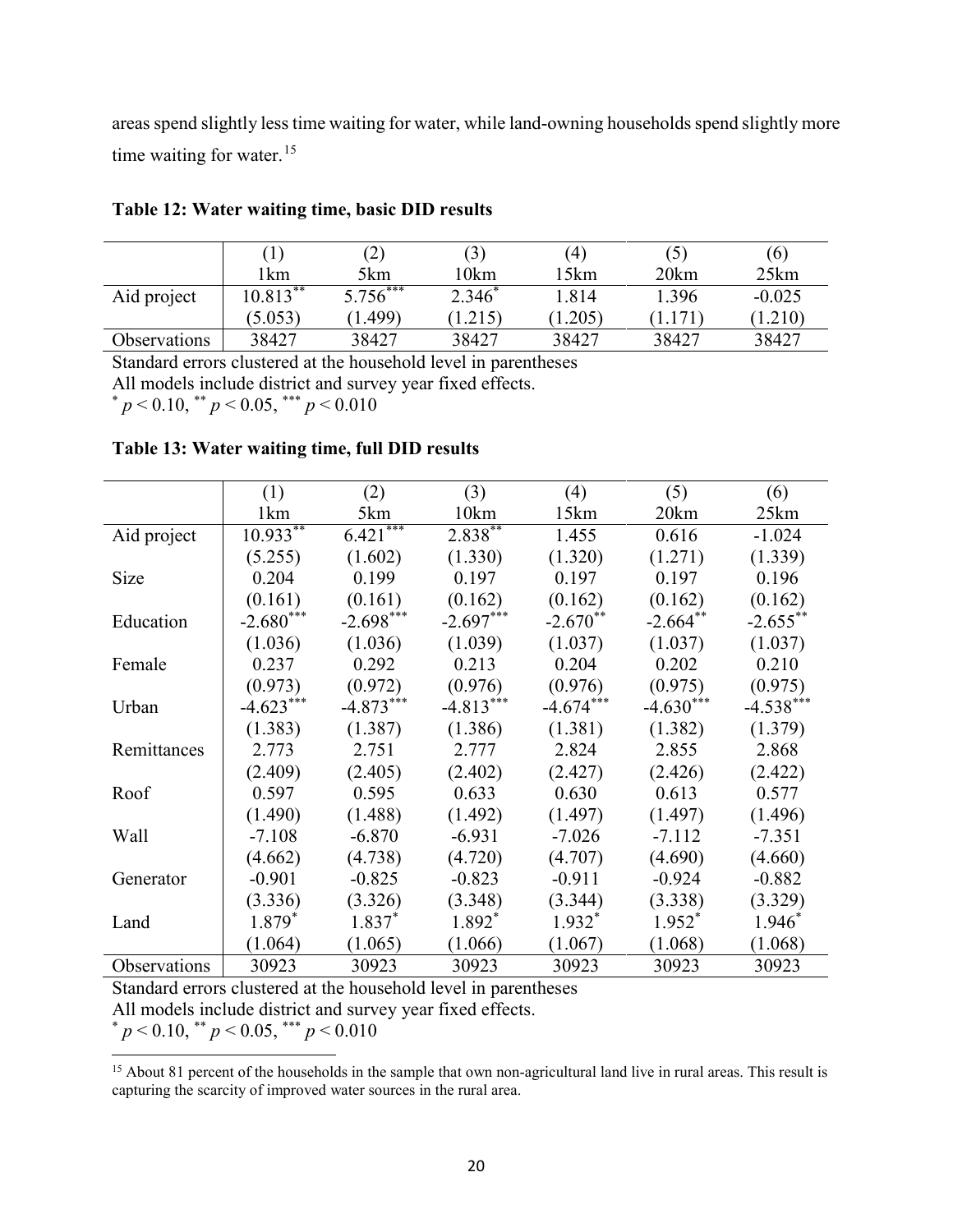areas spend slightly less time waiting for water, while land-owning households spend slightly more time waiting for water.[15]

**Table 12: Water waiting time, basic DID results**

| | (1) | (2) | (3) | (4) | (5) | (6) |
|---|---|---|---|---|---|---|
| | 1km | 5km | 10km | 15km | 20km | 25km |
| Aid project | 10.813** | 5.756*** | 2.346* | 1.814 | 1.396 | -0.025 |
| | (5.053) | (1.499) | (1.215) | (1.205) | (1.171) | (1.210) |
| Observations | 38427 | 38427 | 38427 | 38427 | 38427 | 38427 |

Standard errors clustered at the household level in parentheses

All models include district and survey year fixed effects.

$^{*}$ $p < 0.10$, $^{**}$ $p < 0.05$, $^{***}$ $p < 0.010$

**Table 13: Water waiting time, full DID results**

| | (1) | (2) | (3) | (4) | (5) | (6) |
|---|---|---|---|---|---|---|
| | 1km | 5km | 10km | 15km | 20km | 25km |
| Aid project | 10.933** | 6.421*** | 2.838** | 1.455 | 0.616 | -1.024 |
| | (5.255) | (1.602) | (1.330) | (1.320) | (1.271) | (1.339) |
| Size | 0.204 | 0.199 | 0.197 | 0.197 | 0.197 | 0.196 |
| | (0.161) | (0.161) | (0.162) | (0.162) | (0.162) | (0.162) |
| Education | -2.680*** | -2.698*** | -2.697*** | -2.670** | -2.664** | -2.655** |
| | (1.036) | (1.036) | (1.039) | (1.037) | (1.037) | (1.037) |
| Female | 0.237 | 0.292 | 0.213 | 0.204 | 0.202 | 0.210 |
| | (0.973) | (0.972) | (0.976) | (0.976) | (0.975) | (0.975) |
| Urban | -4.623*** | -4.873*** | -4.813*** | -4.674*** | -4.630*** | -4.538*** |
| | (1.383) | (1.387) | (1.386) | (1.381) | (1.382) | (1.379) |
| Remittances | 2.773 | 2.751 | 2.777 | 2.824 | 2.855 | 2.868 |
| | (2.409) | (2.405) | (2.402) | (2.427) | (2.426) | (2.422) |
| Roof | 0.597 | 0.595 | 0.633 | 0.630 | 0.613 | 0.577 |
| | (1.490) | (1.488) | (1.492) | (1.497) | (1.497) | (1.496) |
| Wall | -7.108 | -6.870 | -6.931 | -7.026 | -7.112 | -7.351 |
| | (4.662) | (4.738) | (4.720) | (4.707) | (4.690) | (4.660) |
| Generator | -0.901 | -0.825 | -0.823 | -0.911 | -0.924 | -0.882 |
| | (3.336) | (3.326) | (3.348) | (3.344) | (3.338) | (3.329) |
| Land | 1.879* | 1.837* | 1.892* | 1.932* | 1.952* | 1.946* |
| | (1.064) | (1.065) | (1.066) | (1.067) | (1.068) | (1.068) |
| Observations | 30923 | 30923 | 30923 | 30923 | 30923 | 30923 |

Standard errors clustered at the household level in parentheses

All models include district and survey year fixed effects.

$^{*}$ $p < 0.10$, $^{**}$ $p < 0.05$, $^{***}$ $p < 0.010$

[15] About 81 percent of the households in the sample that own non-agricultural land live in rural areas. This result is capturing the scarcity of improved water sources in the rural area.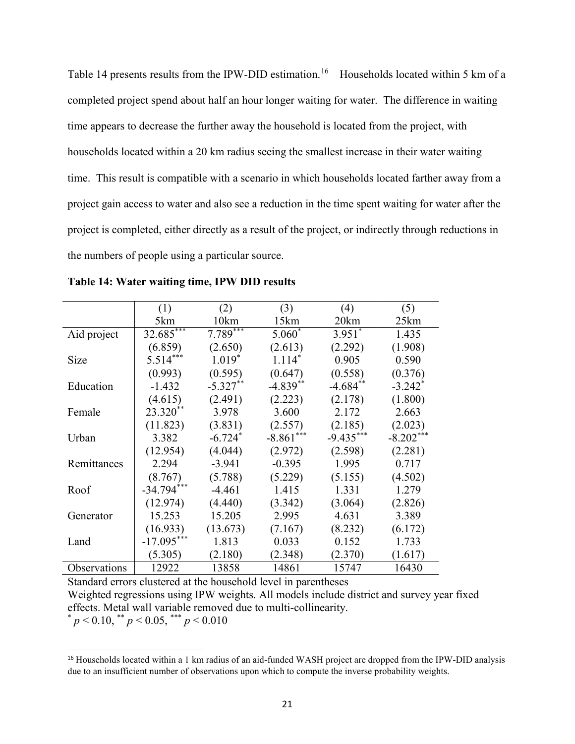Table 14 presents results from the IPW-DID estimation.[16] Households located within 5 km of a completed project spend about half an hour longer waiting for water. The difference in waiting time appears to decrease the further away the household is located from the project, with households located within a 20 km radius seeing the smallest increase in their water waiting time. This result is compatible with a scenario in which households located farther away from a project gain access to water and also see a reduction in the time spent waiting for water after the project is completed, either directly as a result of the project, or indirectly through reductions in the numbers of people using a particular source.

**Table 14: Water waiting time, IPW DID results**

| | (1)<br>5km | (2)<br>10km | (3)<br>15km | (4)<br>20km | (5)<br>25km |
|---|---|---|---|---|---|
| Aid project | 32.685*** | 7.789*** | 5.060* | 3.951* | 1.435 |
| | (6.859) | (2.650) | (2.613) | (2.292) | (1.908) |
| Size | 5.514*** | 1.019* | 1.114* | 0.905 | 0.590 |
| | (0.993) | (0.595) | (0.647) | (0.558) | (0.376) |
| Education | -1.432 | -5.327** | -4.839** | -4.684** | -3.242* |
| | (4.615) | (2.491) | (2.223) | (2.178) | (1.800) |
| Female | 23.320** | 3.978 | 3.600 | 2.172 | 2.663 |
| | (11.823) | (3.831) | (2.557) | (2.185) | (2.023) |
| Urban | 3.382 | -6.724* | -8.861*** | -9.435*** | -8.202*** |
| | (12.954) | (4.044) | (2.972) | (2.598) | (2.281) |
| Remittances | 2.294 | -3.941 | -0.395 | 1.995 | 0.717 |
| | (8.767) | (5.788) | (5.229) | (5.155) | (4.502) |
| Roof | -34.794*** | -4.461 | 1.415 | 1.331 | 1.279 |
| | (12.974) | (4.440) | (3.342) | (3.064) | (2.826) |
| Generator | 15.253 | 15.205 | 2.995 | 4.631 | 3.389 |
| | (16.933) | (13.673) | (7.167) | (8.232) | (6.172) |
| Land | -17.095*** | 1.813 | 0.033 | 0.152 | 1.733 |
| | (5.305) | (2.180) | (2.348) | (2.370) | (1.617) |
| Observations | 12922 | 13858 | 14861 | 15747 | 16430 |

Standard errors clustered at the household level in parentheses

Weighted regressions using IPW weights. All models include district and survey year fixed effects. Metal wall variable removed due to multi-collinearity.

* $p < 0.10$, ** $p < 0.05$, *** $p < 0.010$

[16] Households located within a 1 km radius of an aid-funded WASH project are dropped from the IPW-DID analysis due to an insufficient number of observations upon which to compute the inverse probability weights.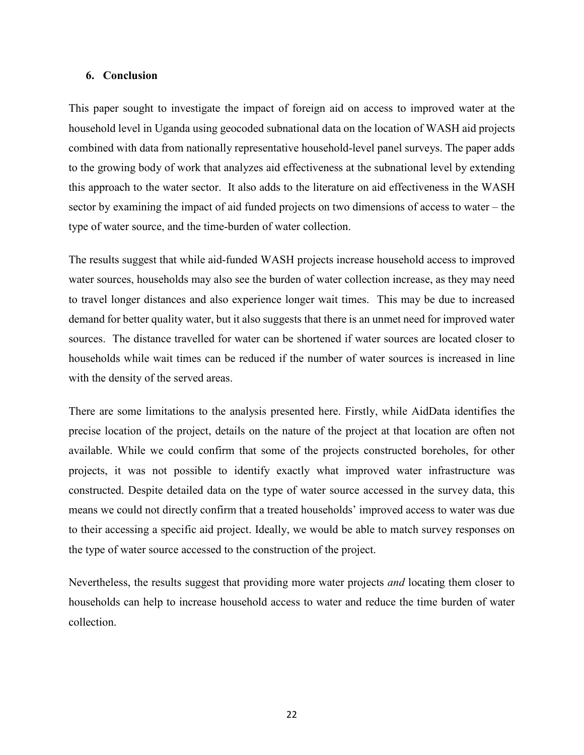## 6. Conclusion

This paper sought to investigate the impact of foreign aid on access to improved water at the household level in Uganda using geocoded subnational data on the location of WASH aid projects combined with data from nationally representative household-level panel surveys. The paper adds to the growing body of work that analyzes aid effectiveness at the subnational level by extending this approach to the water sector. It also adds to the literature on aid effectiveness in the WASH sector by examining the impact of aid funded projects on two dimensions of access to water – the type of water source, and the time-burden of water collection.

The results suggest that while aid-funded WASH projects increase household access to improved water sources, households may also see the burden of water collection increase, as they may need to travel longer distances and also experience longer wait times. This may be due to increased demand for better quality water, but it also suggests that there is an unmet need for improved water sources. The distance travelled for water can be shortened if water sources are located closer to households while wait times can be reduced if the number of water sources is increased in line with the density of the served areas.

There are some limitations to the analysis presented here. Firstly, while AidData identifies the precise location of the project, details on the nature of the project at that location are often not available. While we could confirm that some of the projects constructed boreholes, for other projects, it was not possible to identify exactly what improved water infrastructure was constructed. Despite detailed data on the type of water source accessed in the survey data, this means we could not directly confirm that a treated households' improved access to water was due to their accessing a specific aid project. Ideally, we would be able to match survey responses on the type of water source accessed to the construction of the project.

Nevertheless, the results suggest that providing more water projects *and* locating them closer to households can help to increase household access to water and reduce the time burden of water collection.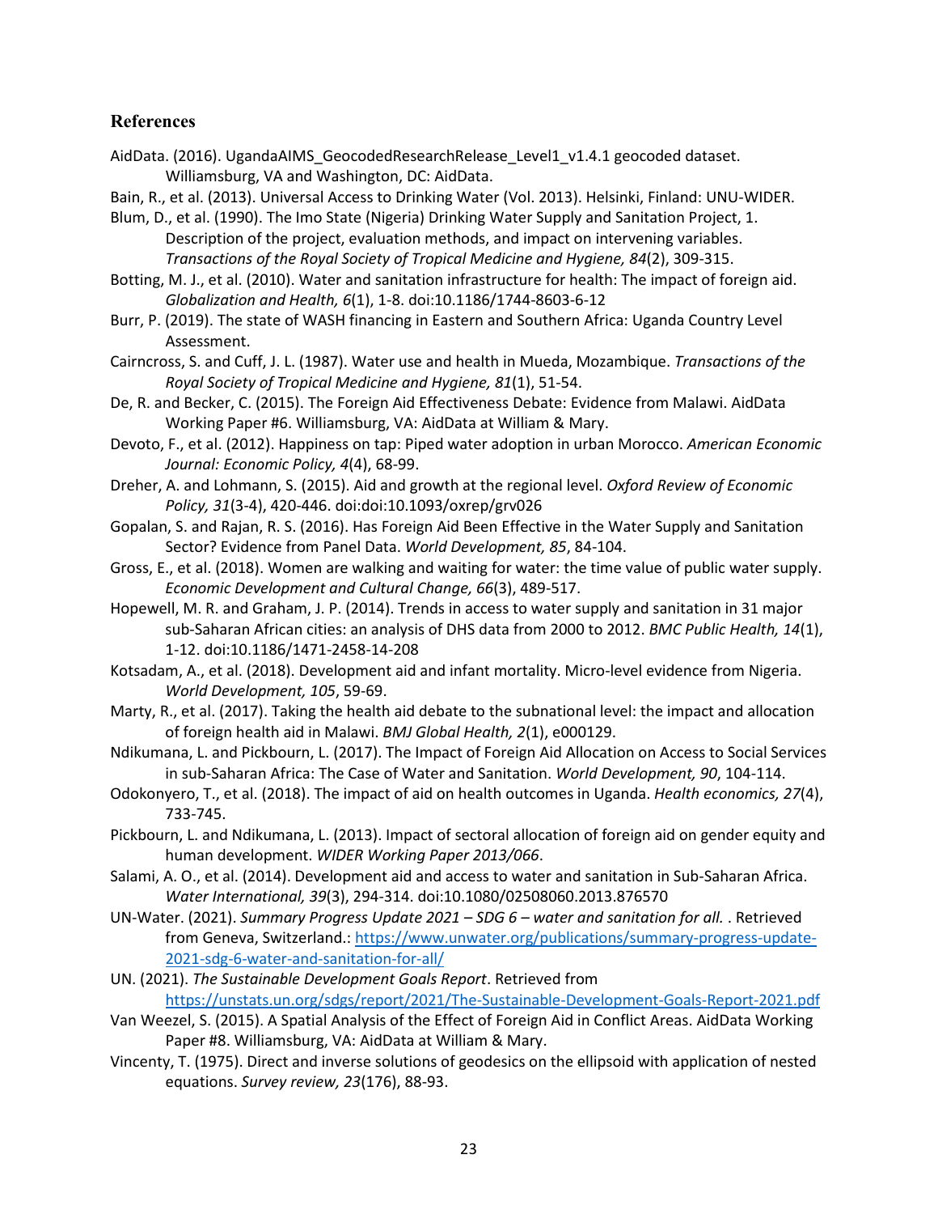## References

AidData. (2016). UgandaAIMS_GeocodedResearchRelease_Level1_v1.4.1 geocoded dataset. Williamsburg, VA and Washington, DC: AidData.

Bain, R., et al. (2013). Universal Access to Drinking Water (Vol. 2013). Helsinki, Finland: UNU-WIDER.

Blum, D., et al. (1990). The Imo State (Nigeria) Drinking Water Supply and Sanitation Project, 1. Description of the project, evaluation methods, and impact on intervening variables. *Transactions of the Royal Society of Tropical Medicine and Hygiene, 84*(2), 309-315.

Botting, M. J., et al. (2010). Water and sanitation infrastructure for health: The impact of foreign aid. *Globalization and Health, 6*(1), 1-8. doi:10.1186/1744-8603-6-12

Burr, P. (2019). The state of WASH financing in Eastern and Southern Africa: Uganda Country Level Assessment.

Cairncross, S. and Cuff, J. L. (1987). Water use and health in Mueda, Mozambique. *Transactions of the Royal Society of Tropical Medicine and Hygiene, 81*(1), 51-54.

De, R. and Becker, C. (2015). The Foreign Aid Effectiveness Debate: Evidence from Malawi. AidData Working Paper #6. Williamsburg, VA: AidData at William & Mary.

Devoto, F., et al. (2012). Happiness on tap: Piped water adoption in urban Morocco. *American Economic Journal: Economic Policy, 4*(4), 68-99.

Dreher, A. and Lohmann, S. (2015). Aid and growth at the regional level. *Oxford Review of Economic Policy, 31*(3-4), 420-446. doi:doi:10.1093/oxrep/grv026

Gopalan, S. and Rajan, R. S. (2016). Has Foreign Aid Been Effective in the Water Supply and Sanitation Sector? Evidence from Panel Data. *World Development, 85*, 84-104.

Gross, E., et al. (2018). Women are walking and waiting for water: the time value of public water supply. *Economic Development and Cultural Change, 66*(3), 489-517.

Hopewell, M. R. and Graham, J. P. (2014). Trends in access to water supply and sanitation in 31 major sub-Saharan African cities: an analysis of DHS data from 2000 to 2012. *BMC Public Health, 14*(1), 1-12. doi:10.1186/1471-2458-14-208

Kotsadam, A., et al. (2018). Development aid and infant mortality. Micro-level evidence from Nigeria. *World Development, 105*, 59-69.

Marty, R., et al. (2017). Taking the health aid debate to the subnational level: the impact and allocation of foreign health aid in Malawi. *BMJ Global Health, 2*(1), e000129.

Ndikumana, L. and Pickbourn, L. (2017). The Impact of Foreign Aid Allocation on Access to Social Services in sub-Saharan Africa: The Case of Water and Sanitation. *World Development, 90*, 104-114.

Odokonyero, T., et al. (2018). The impact of aid on health outcomes in Uganda. *Health economics, 27*(4), 733-745.

Pickbourn, L. and Ndikumana, L. (2013). Impact of sectoral allocation of foreign aid on gender equity and human development. *WIDER Working Paper 2013/066*.

Salami, A. O., et al. (2014). Development aid and access to water and sanitation in Sub-Saharan Africa. *Water International, 39*(3), 294-314. doi:10.1080/02508060.2013.876570

UN-Water. (2021). *Summary Progress Update 2021 – SDG 6 – water and sanitation for all.* . Retrieved from Geneva, Switzerland.: https://www.unwater.org/publications/summary-progress-update-2021-sdg-6-water-and-sanitation-for-all/

UN. (2021). *The Sustainable Development Goals Report*. Retrieved from https://unstats.un.org/sdgs/report/2021/The-Sustainable-Development-Goals-Report-2021.pdf

Van Weezel, S. (2015). A Spatial Analysis of the Effect of Foreign Aid in Conflict Areas. AidData Working Paper #8. Williamsburg, VA: AidData at William & Mary.

Vincenty, T. (1975). Direct and inverse solutions of geodesics on the ellipsoid with application of nested equations. *Survey review, 23*(176), 88-93.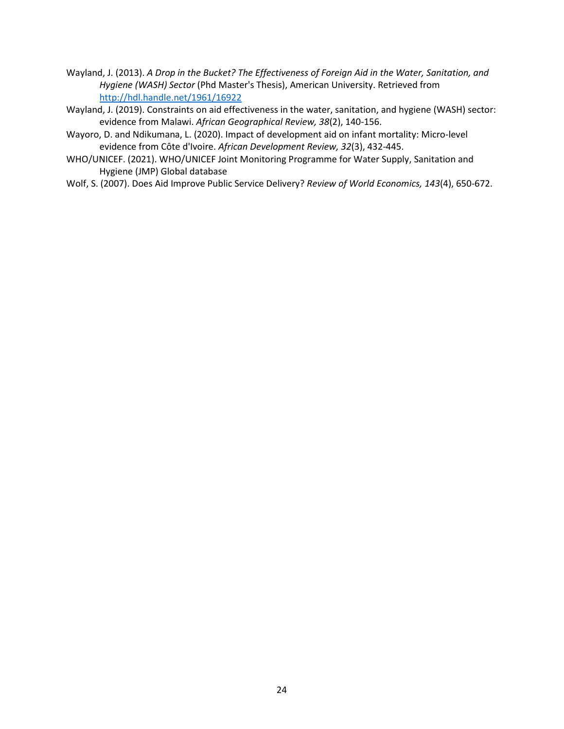Wayland, J. (2013). *A Drop in the Bucket? The Effectiveness of Foreign Aid in the Water, Sanitation, and Hygiene (WASH) Sector* (Phd Master's Thesis), American University. Retrieved from http://hdl.handle.net/1961/16922

Wayland, J. (2019). Constraints on aid effectiveness in the water, sanitation, and hygiene (WASH) sector: evidence from Malawi. *African Geographical Review, 38*(2), 140-156.

Wayoro, D. and Ndikumana, L. (2020). Impact of development aid on infant mortality: Micro-level evidence from Côte d'Ivoire. *African Development Review, 32*(3), 432-445.

WHO/UNICEF. (2021). WHO/UNICEF Joint Monitoring Programme for Water Supply, Sanitation and Hygiene (JMP) Global database

Wolf, S. (2007). Does Aid Improve Public Service Delivery? *Review of World Economics, 143*(4), 650-672.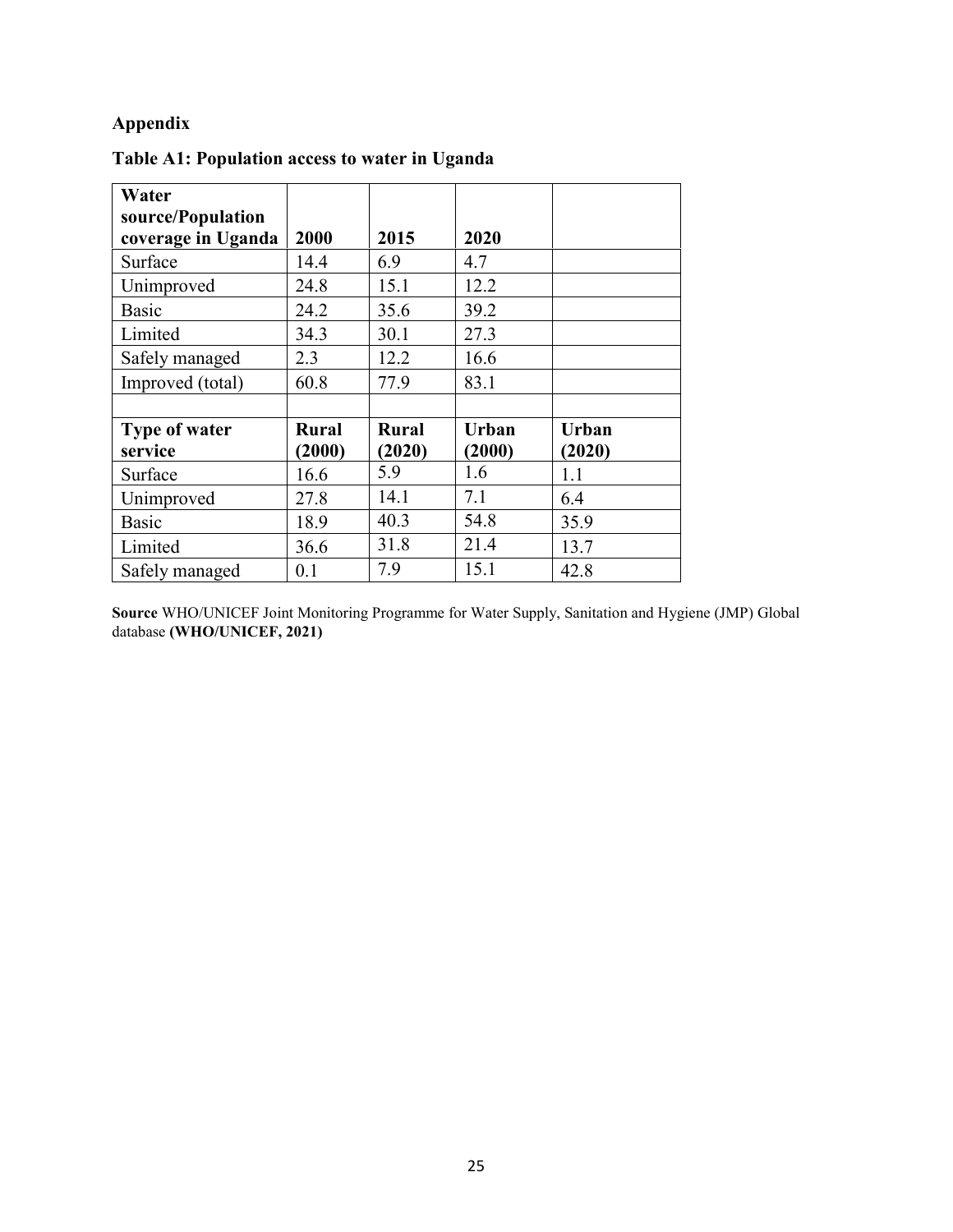## Appendix

**Table A1: Population access to water in Uganda**

| Water source/Population coverage in Uganda | 2000 | 2015 | 2020 | |
|---|---|---|---|---|
| Surface | 14.4 | 6.9 | 4.7 | |
| Unimproved | 24.8 | 15.1 | 12.2 | |
| Basic | 24.2 | 35.6 | 39.2 | |
| Limited | 34.3 | 30.1 | 27.3 | |
| Safely managed | 2.3 | 12.2 | 16.6 | |
| Improved (total) | 60.8 | 77.9 | 83.1 | |
| | | | | |
| **Type of water service** | **Rural (2000)** | **Rural (2020)** | **Urban (2000)** | **Urban (2020)** |
| Surface | 16.6 | 5.9 | 1.6 | 1.1 |
| Unimproved | 27.8 | 14.1 | 7.1 | 6.4 |
| Basic | 18.9 | 40.3 | 54.8 | 35.9 |
| Limited | 36.6 | 31.8 | 21.4 | 13.7 |
| Safely managed | 0.1 | 7.9 | 15.1 | 42.8 |

**Source** WHO/UNICEF Joint Monitoring Programme for Water Supply, Sanitation and Hygiene (JMP) Global database **(WHO/UNICEF, 2021)**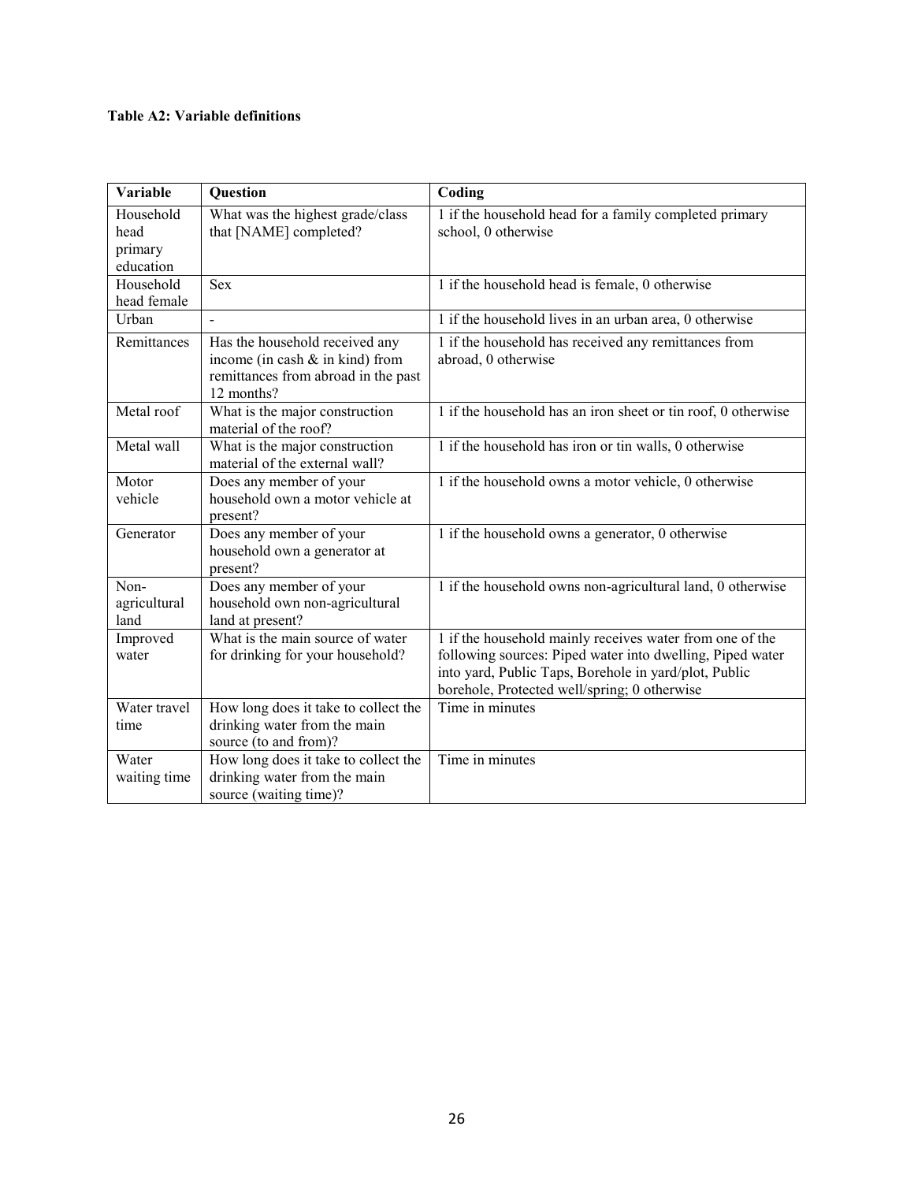**Table A2: Variable definitions**

| Variable | Question | Coding |
|---|---|---|
| Household head primary education | What was the highest grade/class that [NAME] completed? | 1 if the household head for a family completed primary school, 0 otherwise |
| Household head female | Sex | 1 if the household head is female, 0 otherwise |
| Urban | - | 1 if the household lives in an urban area, 0 otherwise |
| Remittances | Has the household received any income (in cash & in kind) from remittances from abroad in the past 12 months? | 1 if the household has received any remittances from abroad, 0 otherwise |
| Metal roof | What is the major construction material of the roof? | 1 if the household has an iron sheet or tin roof, 0 otherwise |
| Metal wall | What is the major construction material of the external wall? | 1 if the household has iron or tin walls, 0 otherwise |
| Motor vehicle | Does any member of your household own a motor vehicle at present? | 1 if the household owns a motor vehicle, 0 otherwise |
| Generator | Does any member of your household own a generator at present? | 1 if the household owns a generator, 0 otherwise |
| Non-agricultural land | Does any member of your household own non-agricultural land at present? | 1 if the household owns non-agricultural land, 0 otherwise |
| Improved water | What is the main source of water for drinking for your household? | 1 if the household mainly receives water from one of the following sources: Piped water into dwelling, Piped water into yard, Public Taps, Borehole in yard/plot, Public borehole, Protected well/spring; 0 otherwise |
| Water travel time | How long does it take to collect the drinking water from the main source (to and from)? | Time in minutes |
| Water waiting time | How long does it take to collect the drinking water from the main source (waiting time)? | Time in minutes |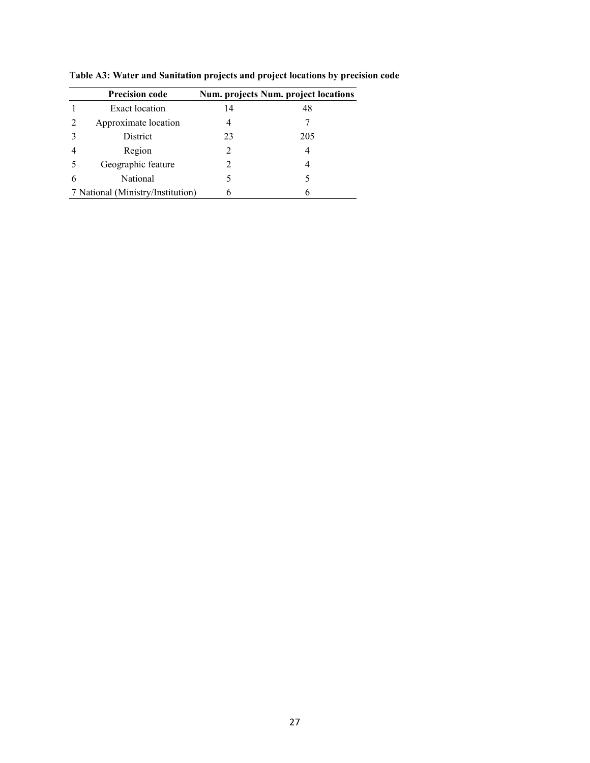**Table A3: Water and Sanitation projects and project locations by precision code**

| | Precision code | Num. projects | Num. project locations |
|---|---|---|---|
| 1 | Exact location | 14 | 48 |
| 2 | Approximate location | 4 | 7 |
| 3 | District | 23 | 205 |
| 4 | Region | 2 | 4 |
| 5 | Geographic feature | 2 | 4 |
| 6 | National | 5 | 5 |
| 7 | National (Ministry/Institution) | 6 | 6 |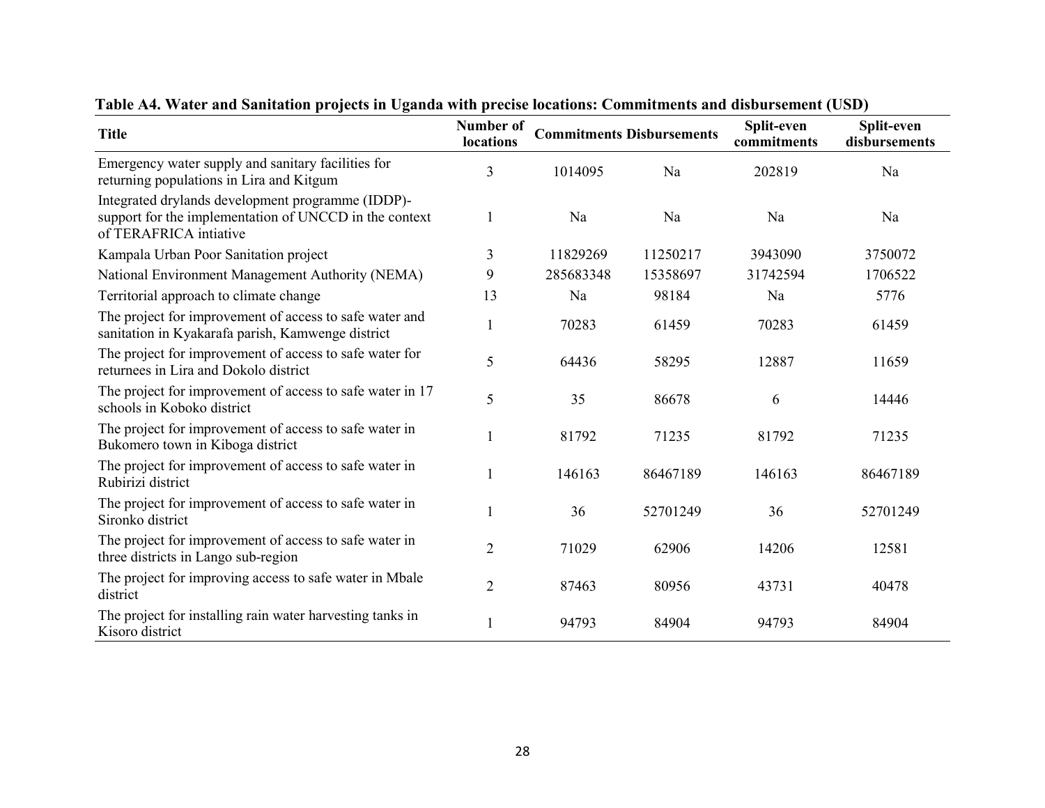**Table A4. Water and Sanitation projects in Uganda with precise locations: Commitments and disbursement (USD)**

| Title | Number of locations | Commitments | Disbursements | Split-even commitments | Split-even disbursements |
|---|---|---|---|---|---|
| Emergency water supply and sanitary facilities for returning populations in Lira and Kitgum | 3 | 1014095 | Na | 202819 | Na |
| Integrated drylands development programme (IDDP)- support for the implementation of UNCCD in the context of TERAFRICA intiative | 1 | Na | Na | Na | Na |
| Kampala Urban Poor Sanitation project | 3 | 11829269 | 11250217 | 3943090 | 3750072 |
| National Environment Management Authority (NEMA) | 9 | 285683348 | 15358697 | 31742594 | 1706522 |
| Territorial approach to climate change | 13 | Na | 98184 | Na | 5776 |
| The project for improvement of access to safe water and sanitation in Kyakarafa parish, Kamwenge district | 1 | 70283 | 61459 | 70283 | 61459 |
| The project for improvement of access to safe water for returnees in Lira and Dokolo district | 5 | 64436 | 58295 | 12887 | 11659 |
| The project for improvement of access to safe water in 17 schools in Koboko district | 5 | 35 | 86678 | 6 | 14446 |
| The project for improvement of access to safe water in Bukomero town in Kiboga district | 1 | 81792 | 71235 | 81792 | 71235 |
| The project for improvement of access to safe water in Rubirizi district | 1 | 146163 | 86467189 | 146163 | 86467189 |
| The project for improvement of access to safe water in Sironko district | 1 | 36 | 52701249 | 36 | 52701249 |
| The project for improvement of access to safe water in three districts in Lango sub-region | 2 | 71029 | 62906 | 14206 | 12581 |
| The project for improving access to safe water in Mbale district | 2 | 87463 | 80956 | 43731 | 40478 |
| The project for installing rain water harvesting tanks in Kisoro district | 1 | 94793 | 84904 | 94793 | 84904 |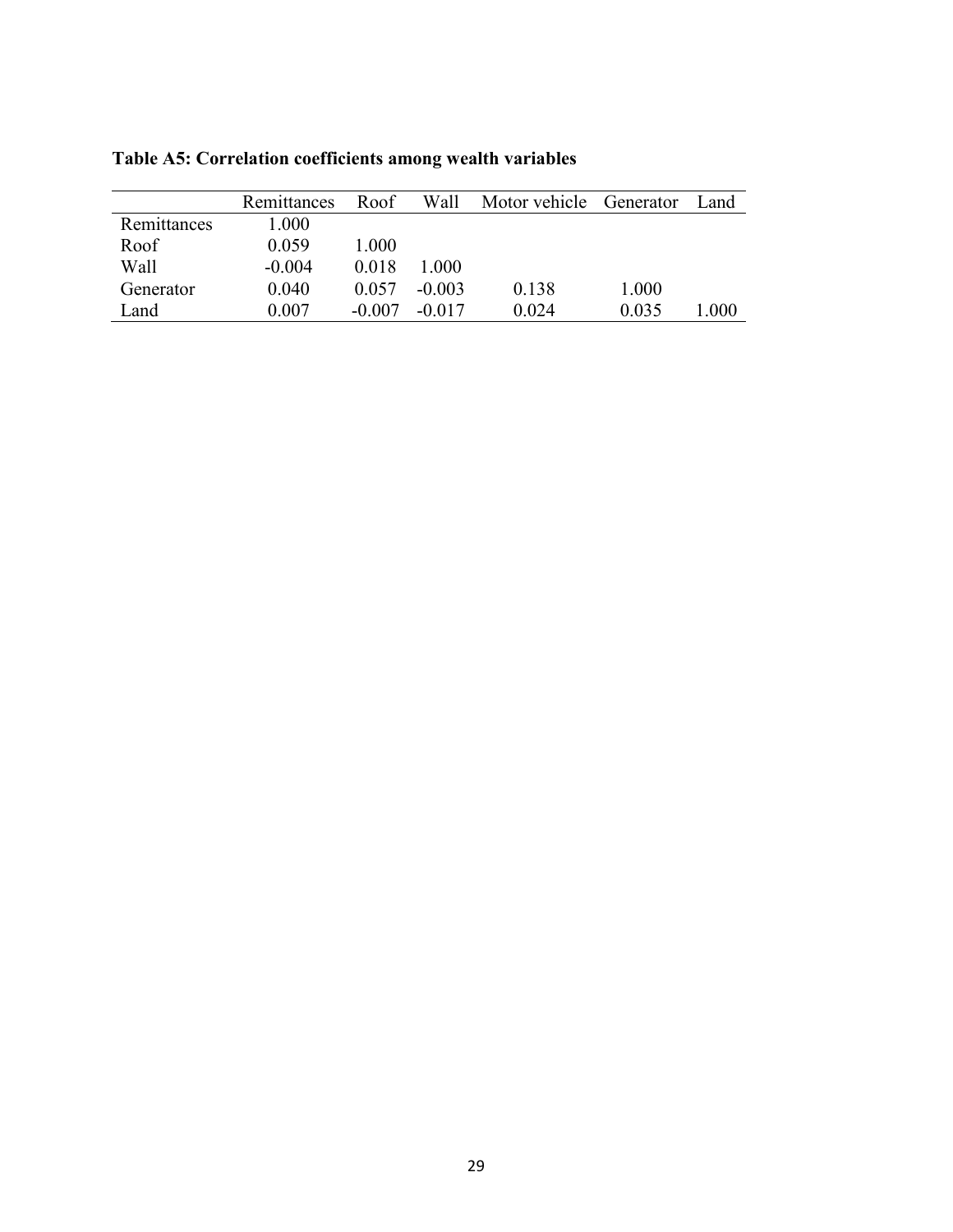**Table A5: Correlation coefficients among wealth variables**

| | Remittances | Roof | Wall | Motor vehicle | Generator | Land |
|---|---|---|---|---|---|---|
| Remittances | 1.000 | | | | | |
| Roof | 0.059 | 1.000 | | | | |
| Wall | -0.004 | 0.018 | 1.000 | | | |
| Generator | 0.040 | 0.057 | -0.003 | 0.138 | 1.000 | |
| Land | 0.007 | -0.007 | -0.017 | 0.024 | 0.035 | 1.000 |